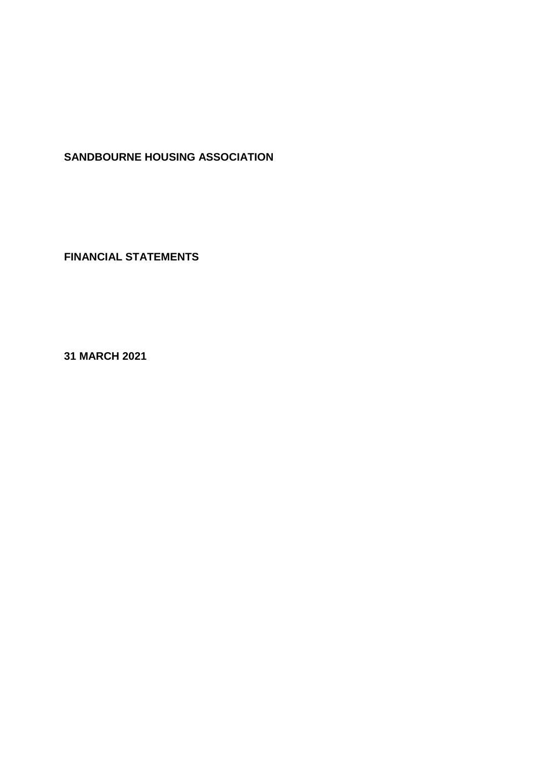**SANDBOURNE HOUSING ASSOCIATION**

**FINANCIAL STATEMENTS**

**31 MARCH 2021**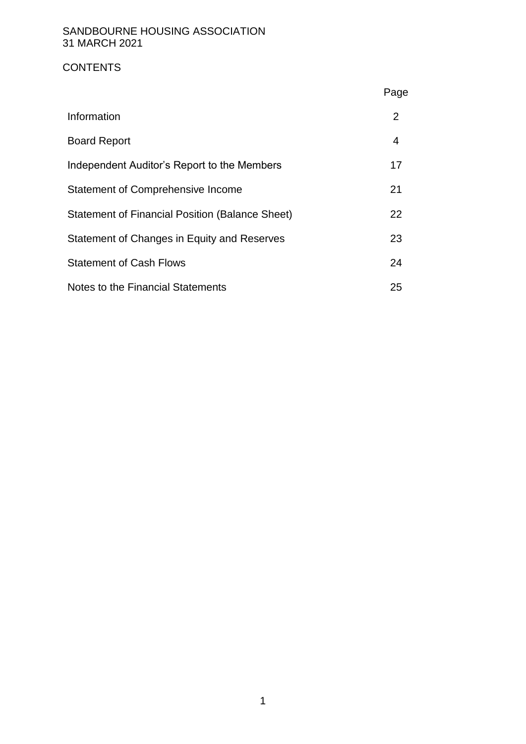SANDBOURNE HOUSING ASSOCIATION
31 MARCH 2021

# CONTENTS

| | Page |
|---|---|
| Information | 2 |
| Board Report | 4 |
| Independent Auditor's Report to the Members | 17 |
| Statement of Comprehensive Income | 21 |
| Statement of Financial Position (Balance Sheet) | 22 |
| Statement of Changes in Equity and Reserves | 23 |
| Statement of Cash Flows | 24 |
| Notes to the Financial Statements | 25 |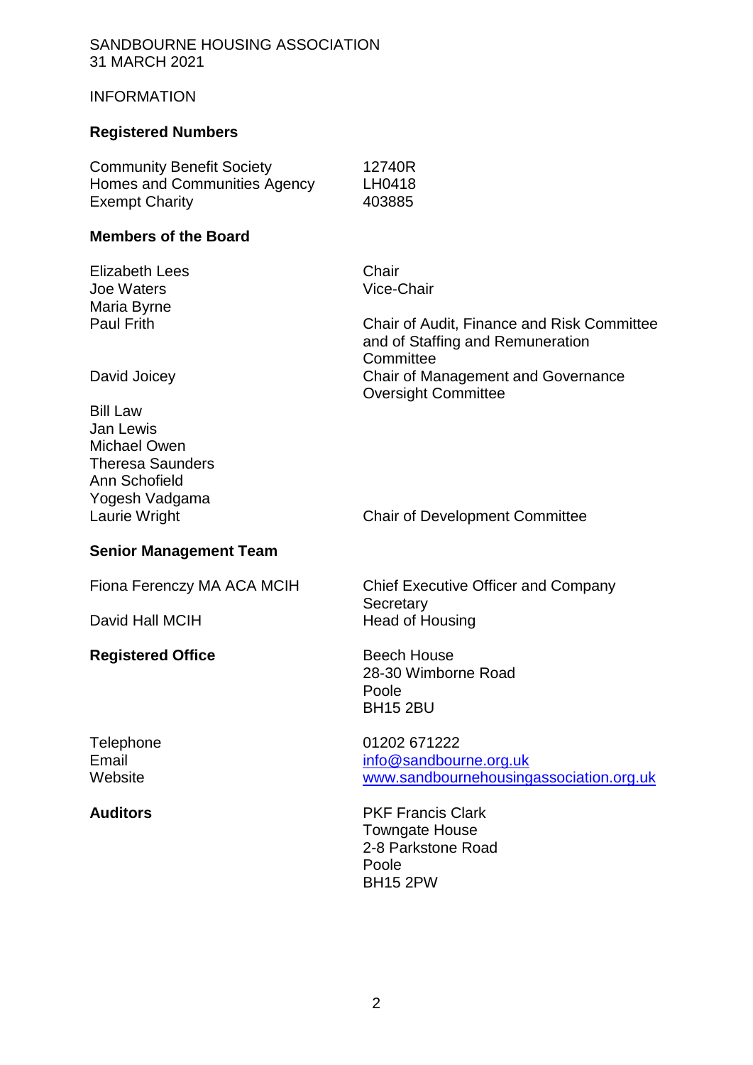SANDBOURNE HOUSING ASSOCIATION
31 MARCH 2021

INFORMATION

**Registered Numbers**

| | |
|---|---|
| Community Benefit Society | 12740R |
| Homes and Communities Agency | LH0418 |
| Exempt Charity | 403885 |

**Members of the Board**

| | |
|---|---|
| Elizabeth Lees | Chair |
| Joe Waters | Vice-Chair |
| Maria Byrne | |
| Paul Frith | Chair of Audit, Finance and Risk Committee and of Staffing and Remuneration Committee |
| David Joicey | Chair of Management and Governance Oversight Committee |
| Bill Law | |
| Jan Lewis | |
| Michael Owen | |
| Theresa Saunders | |
| Ann Schofield | |
| Yogesh Vadgama | |
| Laurie Wright | Chair of Development Committee |

**Senior Management Team**

| | |
|---|---|
| Fiona Ferenczy MA ACA MCIH | Chief Executive Officer and Company Secretary |
| David Hall MCIH | Head of Housing |

**Registered Office**

Beech House
28-30 Wimborne Road
Poole
BH15 2BU

| | |
|---|---|
| Telephone | 01202 671222 |
| Email | info@sandbourne.org.uk |
| Website | www.sandbournehousingassociation.org.uk |

**Auditors**

PKF Francis Clark
Towngate House
2-8 Parkstone Road
Poole
BH15 2PW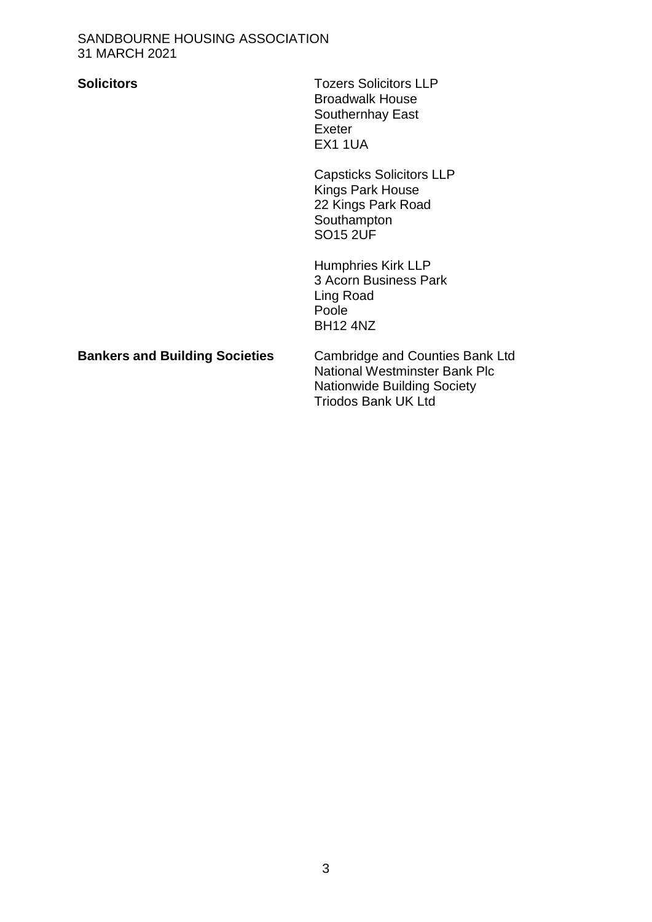**Solicitors**

Tozers Solicitors LLP
Broadwalk House
Southernhay East
Exeter
EX1 1UA

Capsticks Solicitors LLP
Kings Park House
22 Kings Park Road
Southampton
SO15 2UF

Humphries Kirk LLP
3 Acorn Business Park
Ling Road
Poole
BH12 4NZ

**Bankers and Building Societies**

Cambridge and Counties Bank Ltd
National Westminster Bank Plc
Nationwide Building Society
Triodos Bank UK Ltd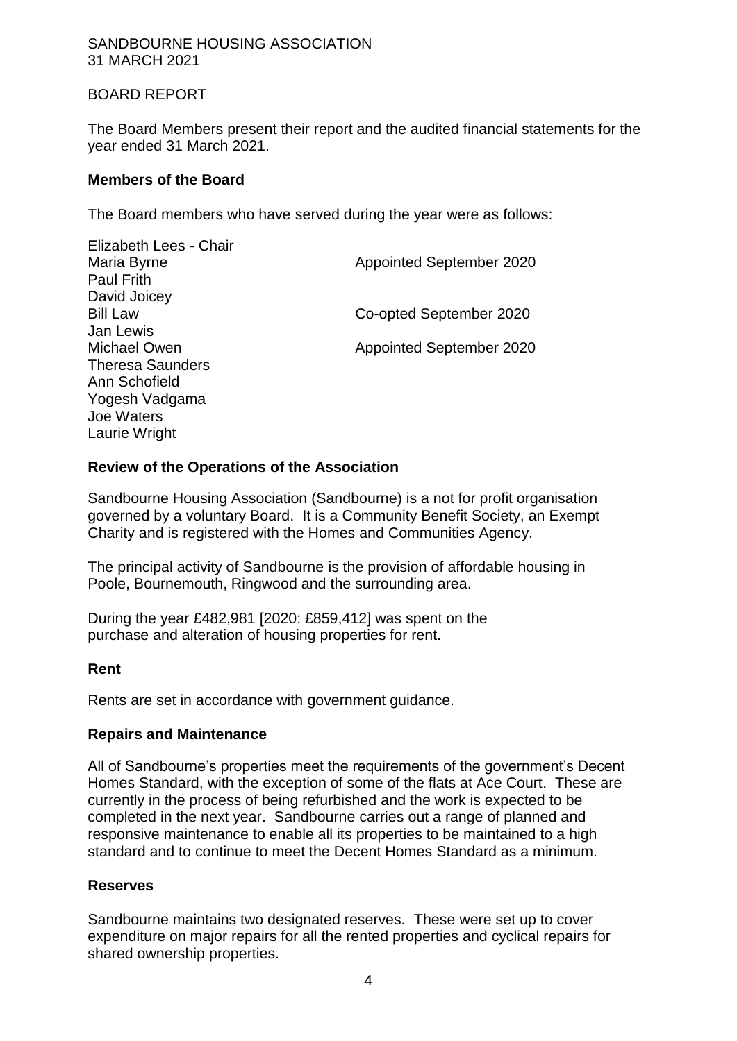SANDBOURNE HOUSING ASSOCIATION
31 MARCH 2021

BOARD REPORT

The Board Members present their report and the audited financial statements for the year ended 31 March 2021.

**Members of the Board**

The Board members who have served during the year were as follows:

| | |
|---|---|
| Elizabeth Lees - Chair | |
| Maria Byrne | Appointed September 2020 |
| Paul Frith | |
| David Joicey | |
| Bill Law | Co-opted September 2020 |
| Jan Lewis | |
| Michael Owen | Appointed September 2020 |
| Theresa Saunders | |
| Ann Schofield | |
| Yogesh Vadgama | |
| Joe Waters | |
| Laurie Wright | |

**Review of the Operations of the Association**

Sandbourne Housing Association (Sandbourne) is a not for profit organisation governed by a voluntary Board. It is a Community Benefit Society, an Exempt Charity and is registered with the Homes and Communities Agency.

The principal activity of Sandbourne is the provision of affordable housing in Poole, Bournemouth, Ringwood and the surrounding area.

During the year £482,981 [2020: £859,412] was spent on the purchase and alteration of housing properties for rent.

**Rent**

Rents are set in accordance with government guidance.

**Repairs and Maintenance**

All of Sandbourne's properties meet the requirements of the government's Decent Homes Standard, with the exception of some of the flats at Ace Court. These are currently in the process of being refurbished and the work is expected to be completed in the next year. Sandbourne carries out a range of planned and responsive maintenance to enable all its properties to be maintained to a high standard and to continue to meet the Decent Homes Standard as a minimum.

**Reserves**

Sandbourne maintains two designated reserves. These were set up to cover expenditure on major repairs for all the rented properties and cyclical repairs for shared ownership properties.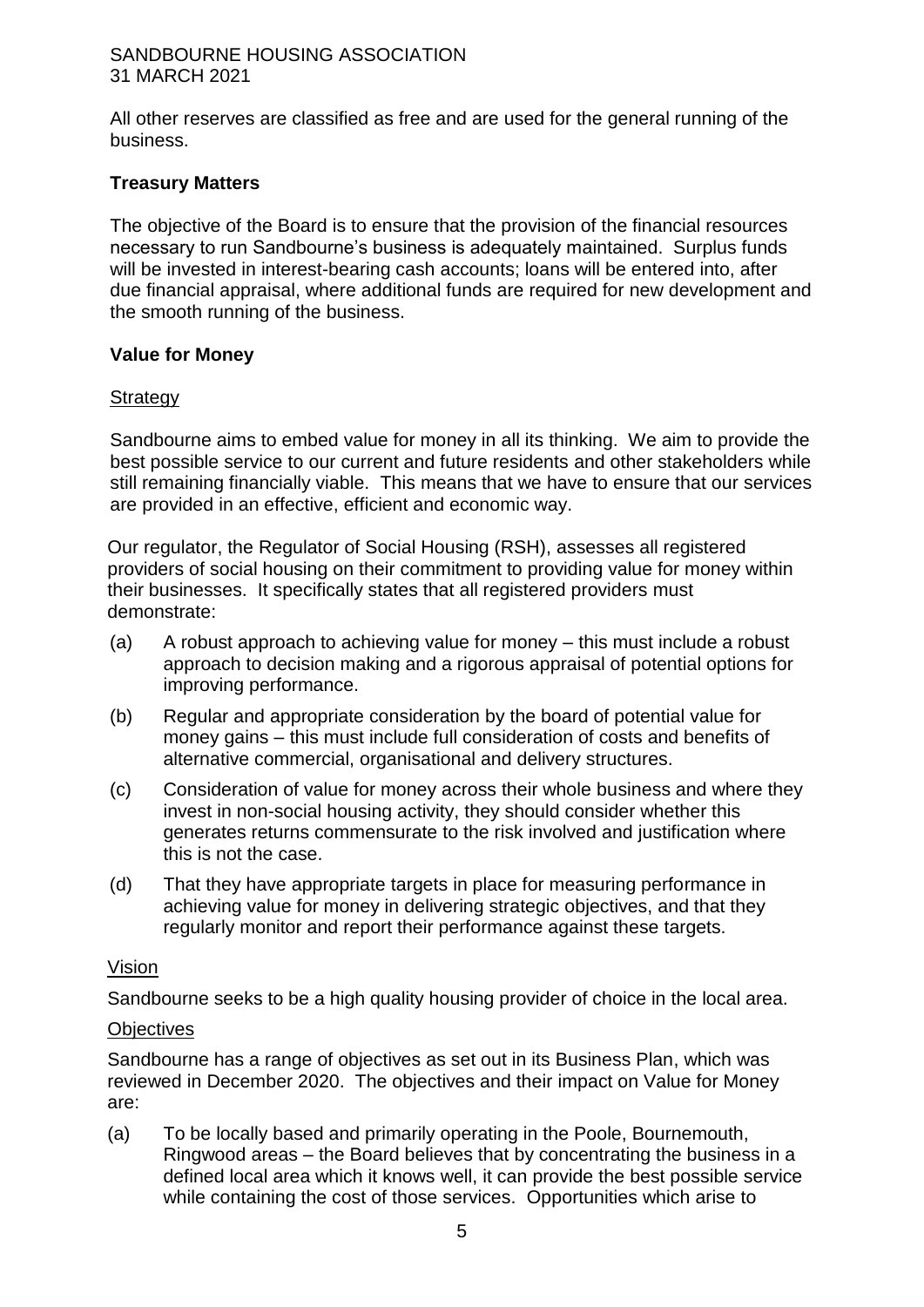All other reserves are classified as free and are used for the general running of the business.

## Treasury Matters

The objective of the Board is to ensure that the provision of the financial resources necessary to run Sandbourne's business is adequately maintained. Surplus funds will be invested in interest-bearing cash accounts; loans will be entered into, after due financial appraisal, where additional funds are required for new development and the smooth running of the business.

## Value for Money

### Strategy

Sandbourne aims to embed value for money in all its thinking. We aim to provide the best possible service to our current and future residents and other stakeholders while still remaining financially viable. This means that we have to ensure that our services are provided in an effective, efficient and economic way.

Our regulator, the Regulator of Social Housing (RSH), assesses all registered providers of social housing on their commitment to providing value for money within their businesses. It specifically states that all registered providers must demonstrate:

(a) A robust approach to achieving value for money – this must include a robust approach to decision making and a rigorous appraisal of potential options for improving performance.

(b) Regular and appropriate consideration by the board of potential value for money gains – this must include full consideration of costs and benefits of alternative commercial, organisational and delivery structures.

(c) Consideration of value for money across their whole business and where they invest in non-social housing activity, they should consider whether this generates returns commensurate to the risk involved and justification where this is not the case.

(d) That they have appropriate targets in place for measuring performance in achieving value for money in delivering strategic objectives, and that they regularly monitor and report their performance against these targets.

### Vision

Sandbourne seeks to be a high quality housing provider of choice in the local area.

### Objectives

Sandbourne has a range of objectives as set out in its Business Plan, which was reviewed in December 2020. The objectives and their impact on Value for Money are:

(a) To be locally based and primarily operating in the Poole, Bournemouth, Ringwood areas – the Board believes that by concentrating the business in a defined local area which it knows well, it can provide the best possible service while containing the cost of those services. Opportunities which arise to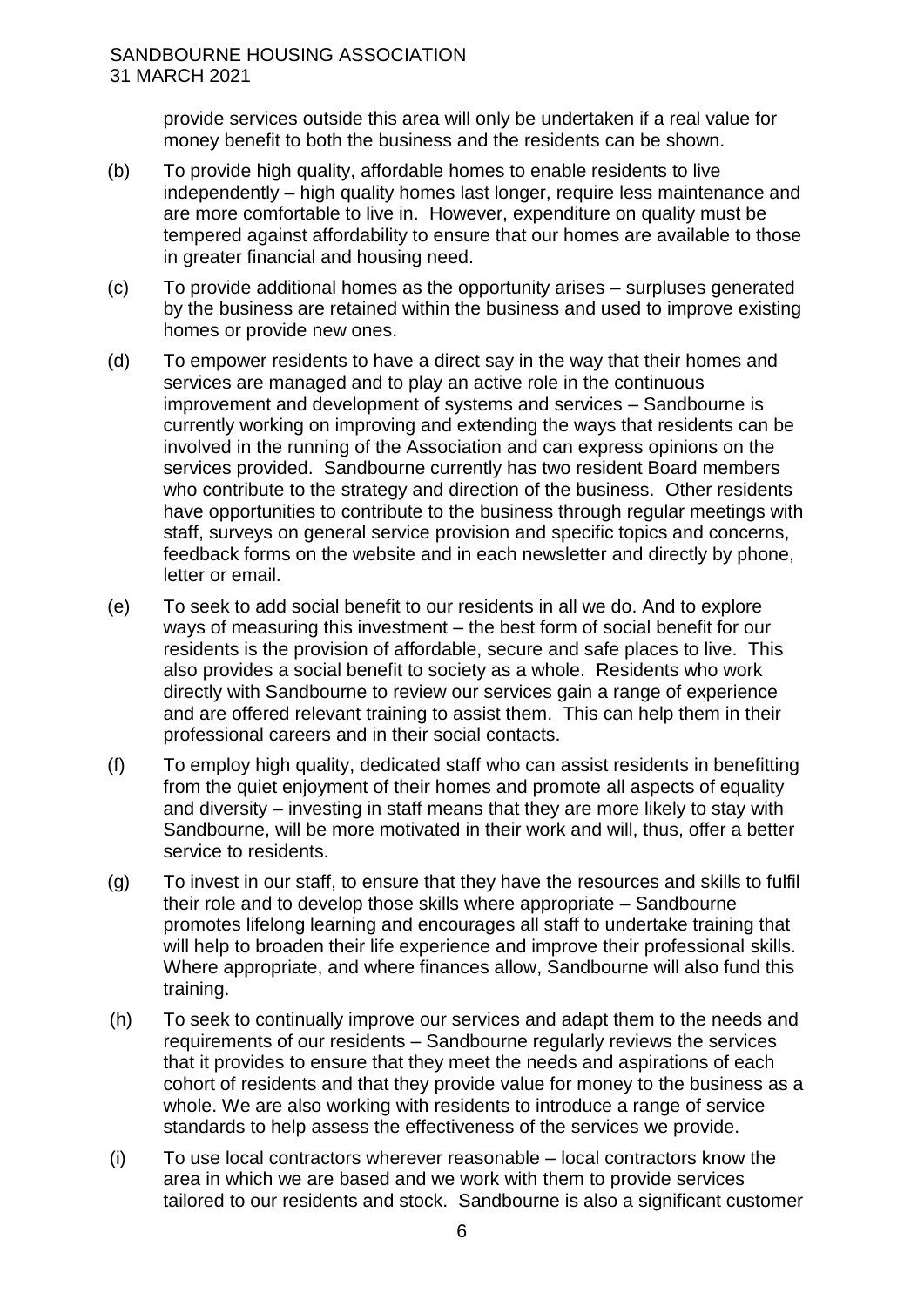provide services outside this area will only be undertaken if a real value for money benefit to both the business and the residents can be shown.

(b) To provide high quality, affordable homes to enable residents to live independently – high quality homes last longer, require less maintenance and are more comfortable to live in. However, expenditure on quality must be tempered against affordability to ensure that our homes are available to those in greater financial and housing need.

(c) To provide additional homes as the opportunity arises – surpluses generated by the business are retained within the business and used to improve existing homes or provide new ones.

(d) To empower residents to have a direct say in the way that their homes and services are managed and to play an active role in the continuous improvement and development of systems and services – Sandbourne is currently working on improving and extending the ways that residents can be involved in the running of the Association and can express opinions on the services provided. Sandbourne currently has two resident Board members who contribute to the strategy and direction of the business. Other residents have opportunities to contribute to the business through regular meetings with staff, surveys on general service provision and specific topics and concerns, feedback forms on the website and in each newsletter and directly by phone, letter or email.

(e) To seek to add social benefit to our residents in all we do. And to explore ways of measuring this investment – the best form of social benefit for our residents is the provision of affordable, secure and safe places to live. This also provides a social benefit to society as a whole. Residents who work directly with Sandbourne to review our services gain a range of experience and are offered relevant training to assist them. This can help them in their professional careers and in their social contacts.

(f) To employ high quality, dedicated staff who can assist residents in benefitting from the quiet enjoyment of their homes and promote all aspects of equality and diversity – investing in staff means that they are more likely to stay with Sandbourne, will be more motivated in their work and will, thus, offer a better service to residents.

(g) To invest in our staff, to ensure that they have the resources and skills to fulfil their role and to develop those skills where appropriate – Sandbourne promotes lifelong learning and encourages all staff to undertake training that will help to broaden their life experience and improve their professional skills. Where appropriate, and where finances allow, Sandbourne will also fund this training.

(h) To seek to continually improve our services and adapt them to the needs and requirements of our residents – Sandbourne regularly reviews the services that it provides to ensure that they meet the needs and aspirations of each cohort of residents and that they provide value for money to the business as a whole. We are also working with residents to introduce a range of service standards to help assess the effectiveness of the services we provide.

(i) To use local contractors wherever reasonable – local contractors know the area in which we are based and we work with them to provide services tailored to our residents and stock. Sandbourne is also a significant customer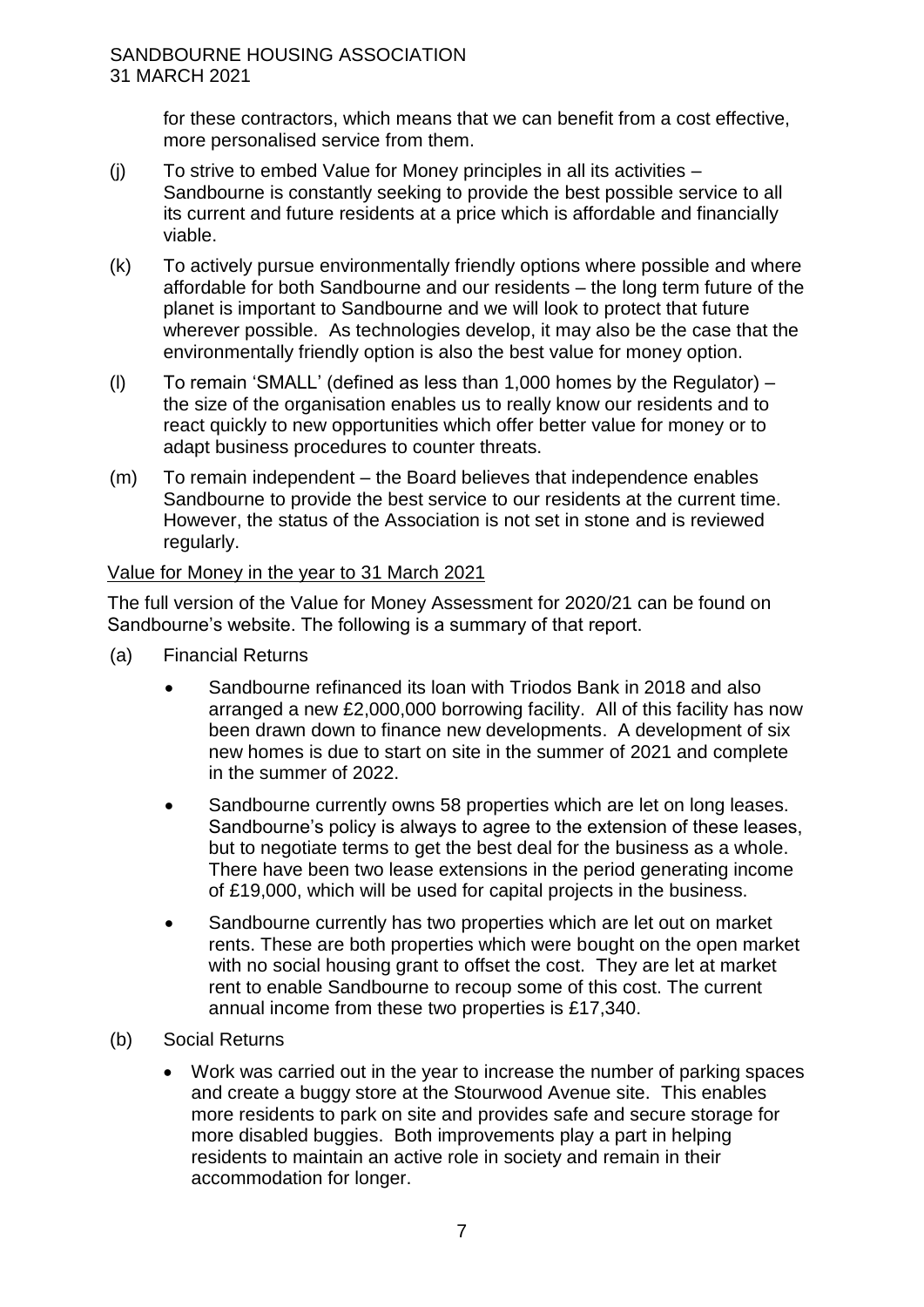for these contractors, which means that we can benefit from a cost effective, more personalised service from them.

(j) To strive to embed Value for Money principles in all its activities – Sandbourne is constantly seeking to provide the best possible service to all its current and future residents at a price which is affordable and financially viable.

(k) To actively pursue environmentally friendly options where possible and where affordable for both Sandbourne and our residents – the long term future of the planet is important to Sandbourne and we will look to protect that future wherever possible. As technologies develop, it may also be the case that the environmentally friendly option is also the best value for money option.

(l) To remain 'SMALL' (defined as less than 1,000 homes by the Regulator) – the size of the organisation enables us to really know our residents and to react quickly to new opportunities which offer better value for money or to adapt business procedures to counter threats.

(m) To remain independent – the Board believes that independence enables Sandbourne to provide the best service to our residents at the current time. However, the status of the Association is not set in stone and is reviewed regularly.

Value for Money in the year to 31 March 2021

The full version of the Value for Money Assessment for 2020/21 can be found on Sandbourne's website. The following is a summary of that report.

(a) Financial Returns

- Sandbourne refinanced its loan with Triodos Bank in 2018 and also arranged a new £2,000,000 borrowing facility. All of this facility has now been drawn down to finance new developments. A development of six new homes is due to start on site in the summer of 2021 and complete in the summer of 2022.
- Sandbourne currently owns 58 properties which are let on long leases. Sandbourne's policy is always to agree to the extension of these leases, but to negotiate terms to get the best deal for the business as a whole. There have been two lease extensions in the period generating income of £19,000, which will be used for capital projects in the business.
- Sandbourne currently has two properties which are let out on market rents. These are both properties which were bought on the open market with no social housing grant to offset the cost. They are let at market rent to enable Sandbourne to recoup some of this cost. The current annual income from these two properties is £17,340.

(b) Social Returns

- Work was carried out in the year to increase the number of parking spaces and create a buggy store at the Stourwood Avenue site. This enables more residents to park on site and provides safe and secure storage for more disabled buggies. Both improvements play a part in helping residents to maintain an active role in society and remain in their accommodation for longer.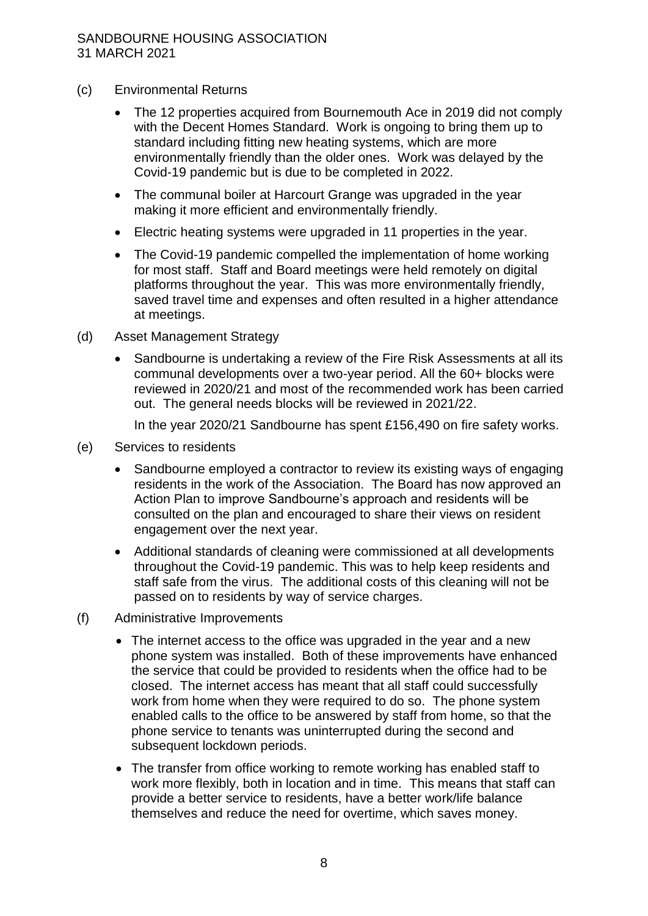(c) Environmental Returns

- The 12 properties acquired from Bournemouth Ace in 2019 did not comply with the Decent Homes Standard. Work is ongoing to bring them up to standard including fitting new heating systems, which are more environmentally friendly than the older ones. Work was delayed by the Covid-19 pandemic but is due to be completed in 2022.
- The communal boiler at Harcourt Grange was upgraded in the year making it more efficient and environmentally friendly.
- Electric heating systems were upgraded in 11 properties in the year.
- The Covid-19 pandemic compelled the implementation of home working for most staff. Staff and Board meetings were held remotely on digital platforms throughout the year. This was more environmentally friendly, saved travel time and expenses and often resulted in a higher attendance at meetings.

(d) Asset Management Strategy

- Sandbourne is undertaking a review of the Fire Risk Assessments at all its communal developments over a two-year period. All the 60+ blocks were reviewed in 2020/21 and most of the recommended work has been carried out. The general needs blocks will be reviewed in 2021/22.

  In the year 2020/21 Sandbourne has spent £156,490 on fire safety works.

(e) Services to residents

- Sandbourne employed a contractor to review its existing ways of engaging residents in the work of the Association. The Board has now approved an Action Plan to improve Sandbourne's approach and residents will be consulted on the plan and encouraged to share their views on resident engagement over the next year.
- Additional standards of cleaning were commissioned at all developments throughout the Covid-19 pandemic. This was to help keep residents and staff safe from the virus. The additional costs of this cleaning will not be passed on to residents by way of service charges.

(f) Administrative Improvements

- The internet access to the office was upgraded in the year and a new phone system was installed. Both of these improvements have enhanced the service that could be provided to residents when the office had to be closed. The internet access has meant that all staff could successfully work from home when they were required to do so. The phone system enabled calls to the office to be answered by staff from home, so that the phone service to tenants was uninterrupted during the second and subsequent lockdown periods.
- The transfer from office working to remote working has enabled staff to work more flexibly, both in location and in time. This means that staff can provide a better service to residents, have a better work/life balance themselves and reduce the need for overtime, which saves money.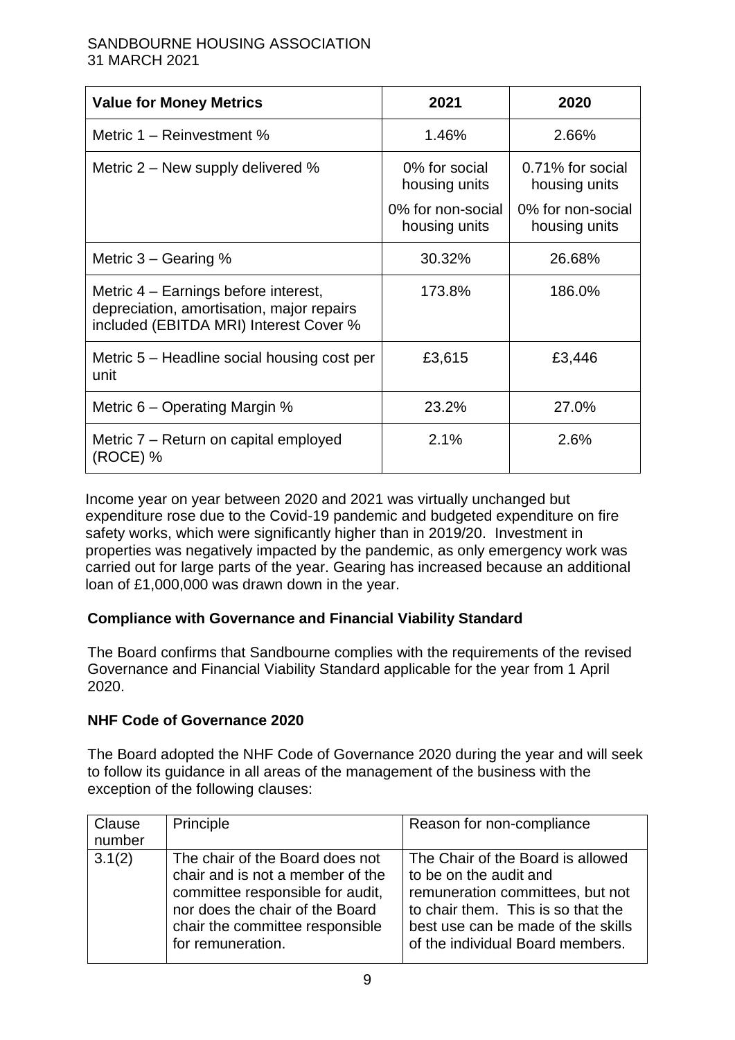| Value for Money Metrics | 2021 | 2020 |
|---|---|---|
| Metric 1 – Reinvestment % | 1.46% | 2.66% |
| Metric 2 – New supply delivered % | 0% for social housing units<br><br>0% for non-social housing units | 0.71% for social housing units<br><br>0% for non-social housing units |
| Metric 3 – Gearing % | 30.32% | 26.68% |
| Metric 4 – Earnings before interest, depreciation, amortisation, major repairs included (EBITDA MRI) Interest Cover % | 173.8% | 186.0% |
| Metric 5 – Headline social housing cost per unit | £3,615 | £3,446 |
| Metric 6 – Operating Margin % | 23.2% | 27.0% |
| Metric 7 – Return on capital employed (ROCE) % | 2.1% | 2.6% |

Income year on year between 2020 and 2021 was virtually unchanged but expenditure rose due to the Covid-19 pandemic and budgeted expenditure on fire safety works, which were significantly higher than in 2019/20. Investment in properties was negatively impacted by the pandemic, as only emergency work was carried out for large parts of the year. Gearing has increased because an additional loan of £1,000,000 was drawn down in the year.

## Compliance with Governance and Financial Viability Standard

The Board confirms that Sandbourne complies with the requirements of the revised Governance and Financial Viability Standard applicable for the year from 1 April 2020.

## NHF Code of Governance 2020

The Board adopted the NHF Code of Governance 2020 during the year and will seek to follow its guidance in all areas of the management of the business with the exception of the following clauses:

| Clause number | Principle | Reason for non-compliance |
|---|---|---|
| 3.1(2) | The chair of the Board does not chair and is not a member of the committee responsible for audit, nor does the chair of the Board chair the committee responsible for remuneration. | The Chair of the Board is allowed to be on the audit and remuneration committees, but not to chair them. This is so that the best use can be made of the skills of the individual Board members. |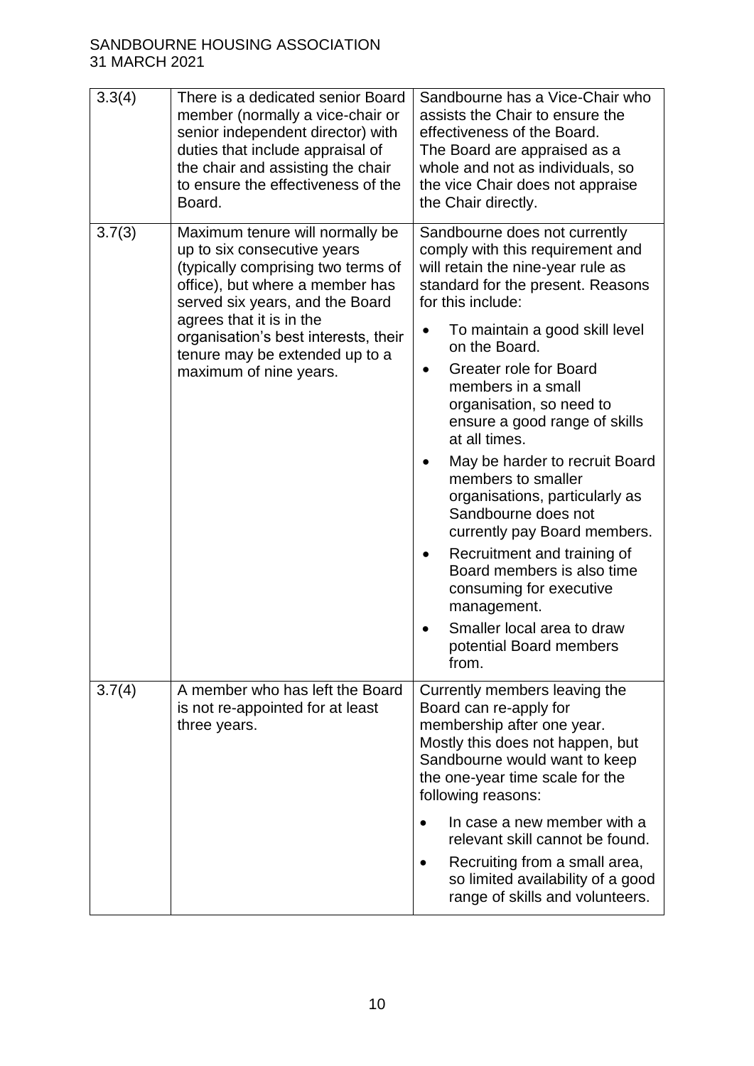| 3.3(4) | There is a dedicated senior Board member (normally a vice-chair or senior independent director) with duties that include appraisal of the chair and assisting the chair to ensure the effectiveness of the Board. | Sandbourne has a Vice-Chair who assists the Chair to ensure the effectiveness of the Board.<br>The Board are appraised as a whole and not as individuals, so the vice Chair does not appraise the Chair directly. |
|---|---|---|
| 3.7(3) | Maximum tenure will normally be up to six consecutive years (typically comprising two terms of office), but where a member has served six years, and the Board agrees that it is in the organisation's best interests, their tenure may be extended up to a maximum of nine years. | Sandbourne does not currently comply with this requirement and will retain the nine-year rule as standard for the present. Reasons for this include:<br>• To maintain a good skill level on the Board.<br>• Greater role for Board members in a small organisation, so need to ensure a good range of skills at all times.<br>• May be harder to recruit Board members to smaller organisations, particularly as Sandbourne does not currently pay Board members.<br>• Recruitment and training of Board members is also time consuming for executive management.<br>• Smaller local area to draw potential Board members from. |
| 3.7(4) | A member who has left the Board is not re-appointed for at least three years. | Currently members leaving the Board can re-apply for membership after one year. Mostly this does not happen, but Sandbourne would want to keep the one-year time scale for the following reasons:<br>• In case a new member with a relevant skill cannot be found.<br>• Recruiting from a small area, so limited availability of a good range of skills and volunteers. |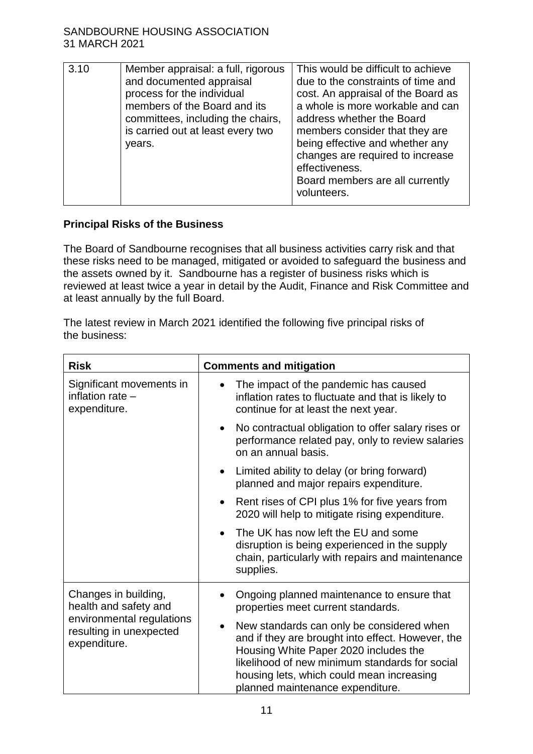| 3.10 | Member appraisal: a full, rigorous and documented appraisal process for the individual members of the Board and its committees, including the chairs, is carried out at least every two years. | This would be difficult to achieve due to the constraints of time and cost. An appraisal of the Board as a whole is more workable and can address whether the Board members consider that they are being effective and whether any changes are required to increase effectiveness.<br>Board members are all currently volunteers. |
|---|---|---|

**Principal Risks of the Business**

The Board of Sandbourne recognises that all business activities carry risk and that these risks need to be managed, mitigated or avoided to safeguard the business and the assets owned by it. Sandbourne has a register of business risks which is reviewed at least twice a year in detail by the Audit, Finance and Risk Committee and at least annually by the full Board.

The latest review in March 2021 identified the following five principal risks of the business:

| Risk | Comments and mitigation |
|---|---|
| Significant movements in inflation rate – expenditure. | • The impact of the pandemic has caused inflation rates to fluctuate and that is likely to continue for at least the next year.<br>• No contractual obligation to offer salary rises or performance related pay, only to review salaries on an annual basis.<br>• Limited ability to delay (or bring forward) planned and major repairs expenditure.<br>• Rent rises of CPI plus 1% for five years from 2020 will help to mitigate rising expenditure.<br>• The UK has now left the EU and some disruption is being experienced in the supply chain, particularly with repairs and maintenance supplies. |
| Changes in building, health and safety and environmental regulations resulting in unexpected expenditure. | • Ongoing planned maintenance to ensure that properties meet current standards.<br>• New standards can only be considered when and if they are brought into effect. However, the Housing White Paper 2020 includes the likelihood of new minimum standards for social housing lets, which could mean increasing planned maintenance expenditure. |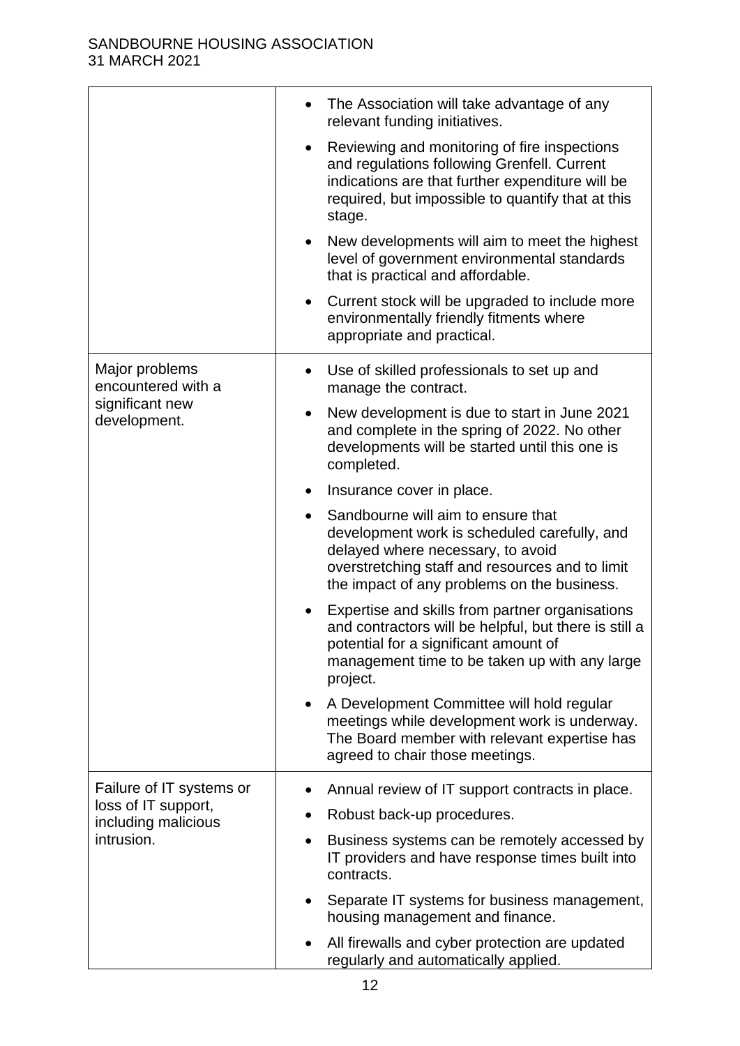| | |
|---|---|
| | • The Association will take advantage of any relevant funding initiatives.<br>• Reviewing and monitoring of fire inspections and regulations following Grenfell. Current indications are that further expenditure will be required, but impossible to quantify that at this stage.<br>• New developments will aim to meet the highest level of government environmental standards that is practical and affordable.<br>• Current stock will be upgraded to include more environmentally friendly fitments where appropriate and practical. |
| Major problems encountered with a significant new development. | • Use of skilled professionals to set up and manage the contract.<br>• New development is due to start in June 2021 and complete in the spring of 2022. No other developments will be started until this one is completed.<br>• Insurance cover in place.<br>• Sandbourne will aim to ensure that development work is scheduled carefully, and delayed where necessary, to avoid overstretching staff and resources and to limit the impact of any problems on the business.<br>• Expertise and skills from partner organisations and contractors will be helpful, but there is still a potential for a significant amount of management time to be taken up with any large project.<br>• A Development Committee will hold regular meetings while development work is underway. The Board member with relevant expertise has agreed to chair those meetings. |
| Failure of IT systems or loss of IT support, including malicious intrusion. | • Annual review of IT support contracts in place.<br>• Robust back-up procedures.<br>• Business systems can be remotely accessed by IT providers and have response times built into contracts.<br>• Separate IT systems for business management, housing management and finance.<br>• All firewalls and cyber protection are updated regularly and automatically applied. |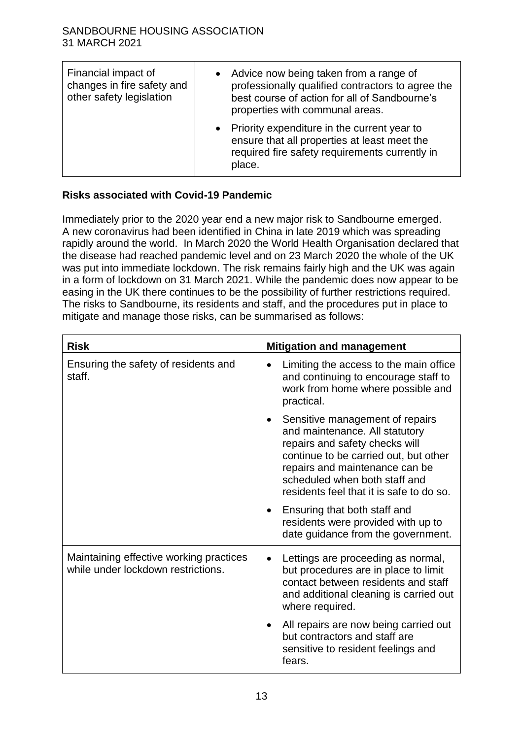| | |
|---|---|
| Financial impact of changes in fire safety and other safety legislation | • Advice now being taken from a range of professionally qualified contractors to agree the best course of action for all of Sandbourne's properties with communal areas.<br>• Priority expenditure in the current year to ensure that all properties at least meet the required fire safety requirements currently in place. |

**Risks associated with Covid-19 Pandemic**

Immediately prior to the 2020 year end a new major risk to Sandbourne emerged. A new coronavirus had been identified in China in late 2019 which was spreading rapidly around the world. In March 2020 the World Health Organisation declared that the disease had reached pandemic level and on 23 March 2020 the whole of the UK was put into immediate lockdown. The risk remains fairly high and the UK was again in a form of lockdown on 31 March 2021. While the pandemic does now appear to be easing in the UK there continues to be the possibility of further restrictions required. The risks to Sandbourne, its residents and staff, and the procedures put in place to mitigate and manage those risks, can be summarised as follows:

| Risk | Mitigation and management |
|---|---|
| Ensuring the safety of residents and staff. | • Limiting the access to the main office and continuing to encourage staff to work from home where possible and practical.<br>• Sensitive management of repairs and maintenance. All statutory repairs and safety checks will continue to be carried out, but other repairs and maintenance can be scheduled when both staff and residents feel that it is safe to do so.<br>• Ensuring that both staff and residents were provided with up to date guidance from the government. |
| Maintaining effective working practices while under lockdown restrictions. | • Lettings are proceeding as normal, but procedures are in place to limit contact between residents and staff and additional cleaning is carried out where required.<br>• All repairs are now being carried out but contractors and staff are sensitive to resident feelings and fears. |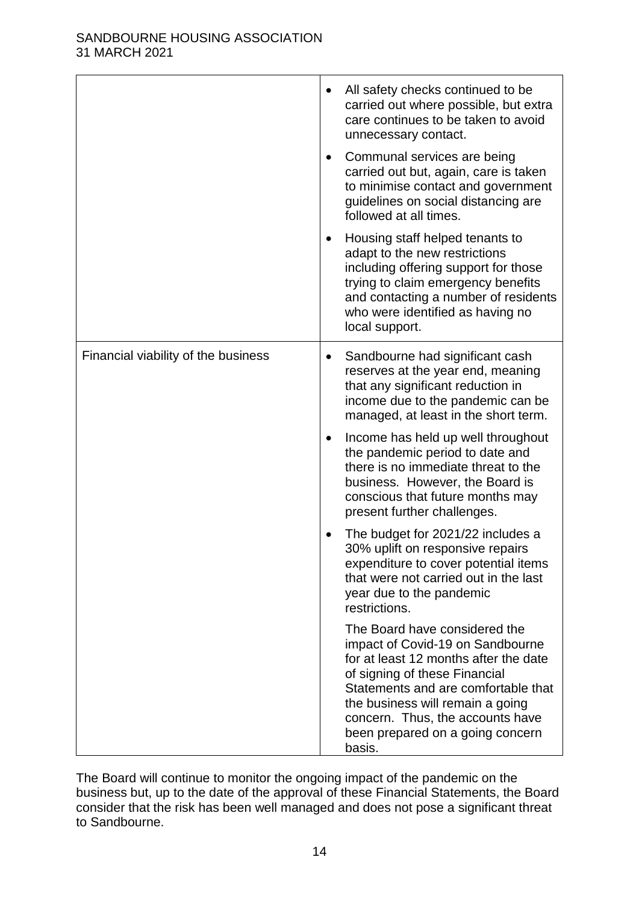| | |
|---|---|
| | • All safety checks continued to be carried out where possible, but extra care continues to be taken to avoid unnecessary contact.<br>• Communal services are being carried out but, again, care is taken to minimise contact and government guidelines on social distancing are followed at all times.<br>• Housing staff helped tenants to adapt to the new restrictions including offering support for those trying to claim emergency benefits and contacting a number of residents who were identified as having no local support. |
| Financial viability of the business | • Sandbourne had significant cash reserves at the year end, meaning that any significant reduction in income due to the pandemic can be managed, at least in the short term.<br>• Income has held up well throughout the pandemic period to date and there is no immediate threat to the business. However, the Board is conscious that future months may present further challenges.<br>• The budget for 2021/22 includes a 30% uplift on responsive repairs expenditure to cover potential items that were not carried out in the last year due to the pandemic restrictions.<br>The Board have considered the impact of Covid-19 on Sandbourne for at least 12 months after the date of signing of these Financial Statements and are comfortable that the business will remain a going concern. Thus, the accounts have been prepared on a going concern basis. |

The Board will continue to monitor the ongoing impact of the pandemic on the business but, up to the date of the approval of these Financial Statements, the Board consider that the risk has been well managed and does not pose a significant threat to Sandbourne.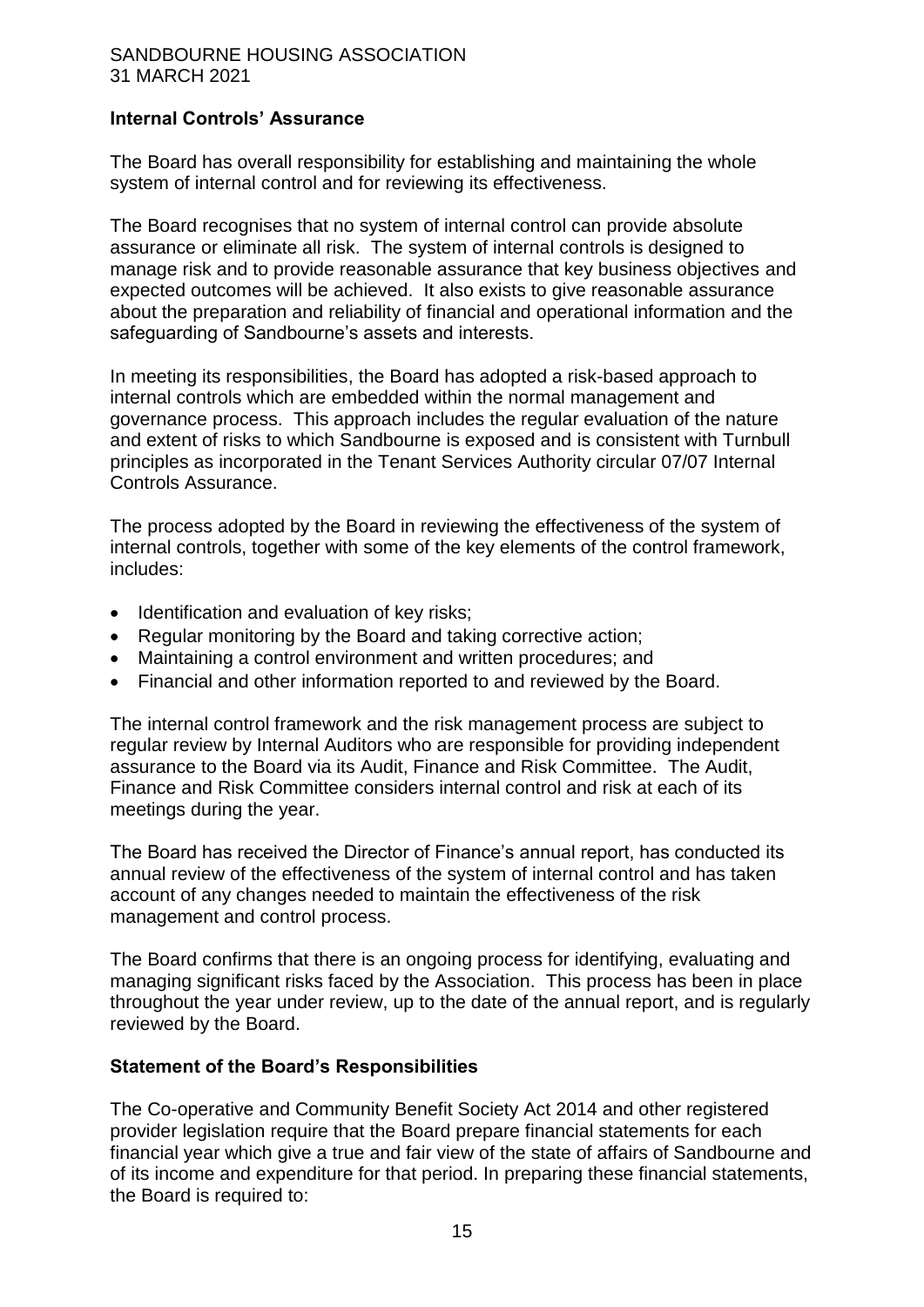## Internal Controls' Assurance

The Board has overall responsibility for establishing and maintaining the whole system of internal control and for reviewing its effectiveness.

The Board recognises that no system of internal control can provide absolute assurance or eliminate all risk. The system of internal controls is designed to manage risk and to provide reasonable assurance that key business objectives and expected outcomes will be achieved. It also exists to give reasonable assurance about the preparation and reliability of financial and operational information and the safeguarding of Sandbourne's assets and interests.

In meeting its responsibilities, the Board has adopted a risk-based approach to internal controls which are embedded within the normal management and governance process. This approach includes the regular evaluation of the nature and extent of risks to which Sandbourne is exposed and is consistent with Turnbull principles as incorporated in the Tenant Services Authority circular 07/07 Internal Controls Assurance.

The process adopted by the Board in reviewing the effectiveness of the system of internal controls, together with some of the key elements of the control framework, includes:

- Identification and evaluation of key risks;
- Regular monitoring by the Board and taking corrective action;
- Maintaining a control environment and written procedures; and
- Financial and other information reported to and reviewed by the Board.

The internal control framework and the risk management process are subject to regular review by Internal Auditors who are responsible for providing independent assurance to the Board via its Audit, Finance and Risk Committee. The Audit, Finance and Risk Committee considers internal control and risk at each of its meetings during the year.

The Board has received the Director of Finance's annual report, has conducted its annual review of the effectiveness of the system of internal control and has taken account of any changes needed to maintain the effectiveness of the risk management and control process.

The Board confirms that there is an ongoing process for identifying, evaluating and managing significant risks faced by the Association. This process has been in place throughout the year under review, up to the date of the annual report, and is regularly reviewed by the Board.

## Statement of the Board's Responsibilities

The Co-operative and Community Benefit Society Act 2014 and other registered provider legislation require that the Board prepare financial statements for each financial year which give a true and fair view of the state of affairs of Sandbourne and of its income and expenditure for that period. In preparing these financial statements, the Board is required to: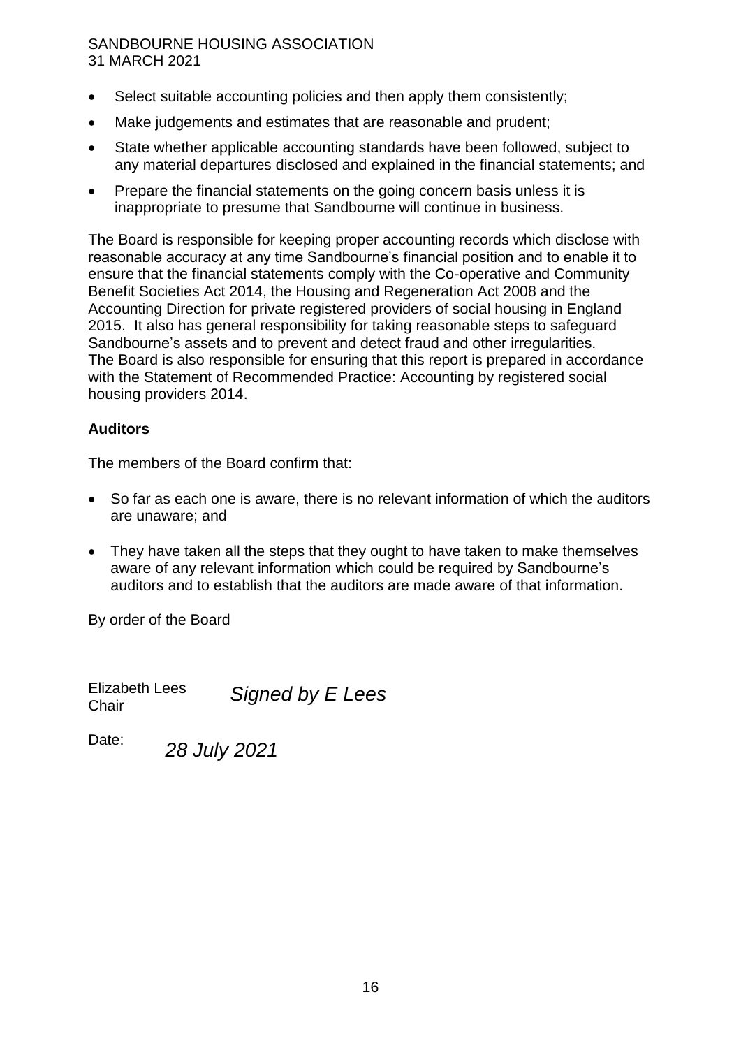- Select suitable accounting policies and then apply them consistently;
- Make judgements and estimates that are reasonable and prudent;
- State whether applicable accounting standards have been followed, subject to any material departures disclosed and explained in the financial statements; and
- Prepare the financial statements on the going concern basis unless it is inappropriate to presume that Sandbourne will continue in business.

The Board is responsible for keeping proper accounting records which disclose with reasonable accuracy at any time Sandbourne's financial position and to enable it to ensure that the financial statements comply with the Co-operative and Community Benefit Societies Act 2014, the Housing and Regeneration Act 2008 and the Accounting Direction for private registered providers of social housing in England 2015. It also has general responsibility for taking reasonable steps to safeguard Sandbourne's assets and to prevent and detect fraud and other irregularities. The Board is also responsible for ensuring that this report is prepared in accordance with the Statement of Recommended Practice: Accounting by registered social housing providers 2014.

**Auditors**

The members of the Board confirm that:

- So far as each one is aware, there is no relevant information of which the auditors are unaware; and
- They have taken all the steps that they ought to have taken to make themselves aware of any relevant information which could be required by Sandbourne's auditors and to establish that the auditors are made aware of that information.

By order of the Board

Elizabeth Lees
Chair *Signed by E Lees*

Date: *28 July 2021*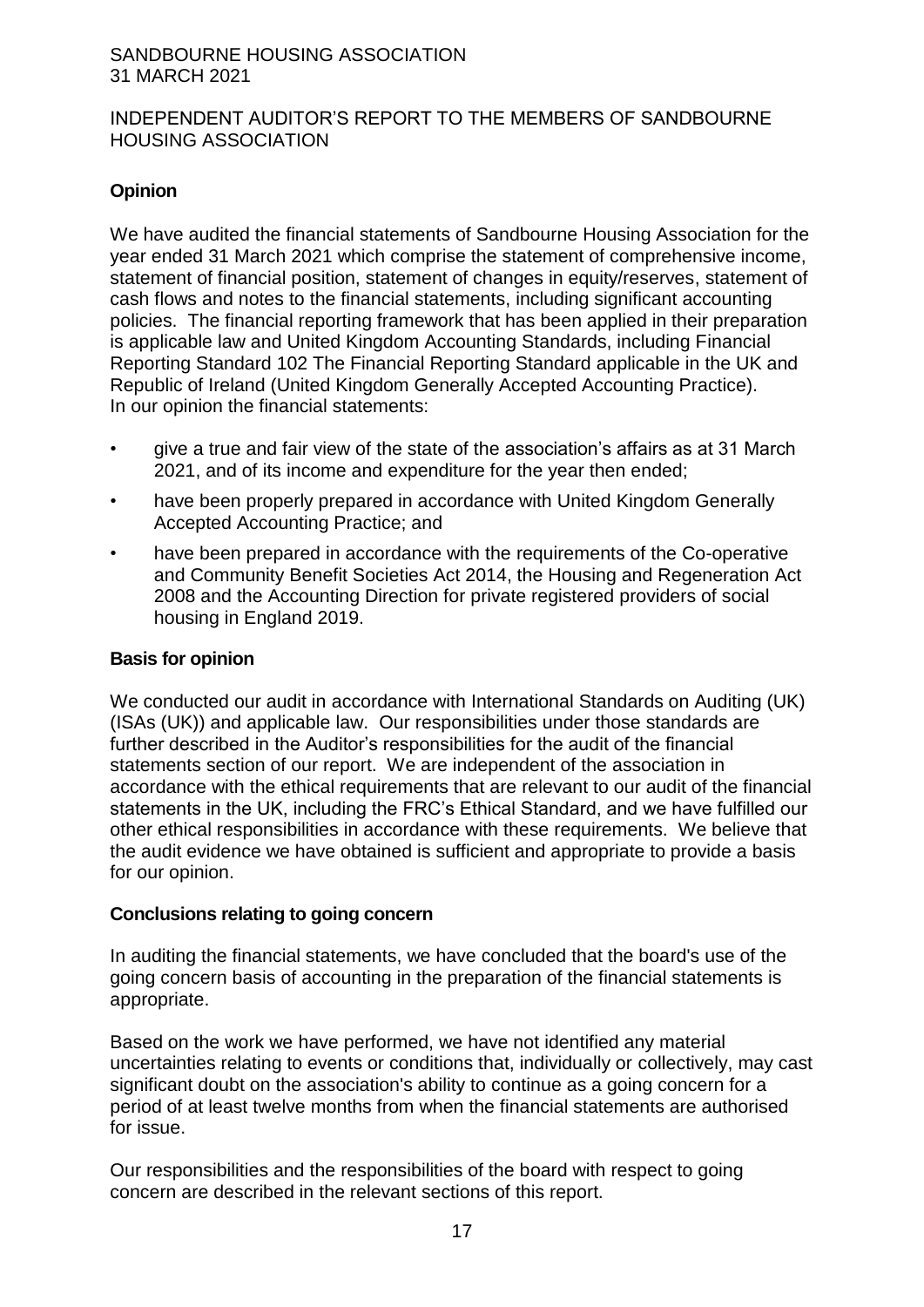# INDEPENDENT AUDITOR'S REPORT TO THE MEMBERS OF SANDBOURNE HOUSING ASSOCIATION

## Opinion

We have audited the financial statements of Sandbourne Housing Association for the year ended 31 March 2021 which comprise the statement of comprehensive income, statement of financial position, statement of changes in equity/reserves, statement of cash flows and notes to the financial statements, including significant accounting policies. The financial reporting framework that has been applied in their preparation is applicable law and United Kingdom Accounting Standards, including Financial Reporting Standard 102 The Financial Reporting Standard applicable in the UK and Republic of Ireland (United Kingdom Generally Accepted Accounting Practice).
In our opinion the financial statements:

- give a true and fair view of the state of the association's affairs as at 31 March 2021, and of its income and expenditure for the year then ended;
- have been properly prepared in accordance with United Kingdom Generally Accepted Accounting Practice; and
- have been prepared in accordance with the requirements of the Co-operative and Community Benefit Societies Act 2014, the Housing and Regeneration Act 2008 and the Accounting Direction for private registered providers of social housing in England 2019.

## Basis for opinion

We conducted our audit in accordance with International Standards on Auditing (UK) (ISAs (UK)) and applicable law. Our responsibilities under those standards are further described in the Auditor's responsibilities for the audit of the financial statements section of our report. We are independent of the association in accordance with the ethical requirements that are relevant to our audit of the financial statements in the UK, including the FRC's Ethical Standard, and we have fulfilled our other ethical responsibilities in accordance with these requirements. We believe that the audit evidence we have obtained is sufficient and appropriate to provide a basis for our opinion.

## Conclusions relating to going concern

In auditing the financial statements, we have concluded that the board's use of the going concern basis of accounting in the preparation of the financial statements is appropriate.

Based on the work we have performed, we have not identified any material uncertainties relating to events or conditions that, individually or collectively, may cast significant doubt on the association's ability to continue as a going concern for a period of at least twelve months from when the financial statements are authorised for issue.

Our responsibilities and the responsibilities of the board with respect to going concern are described in the relevant sections of this report.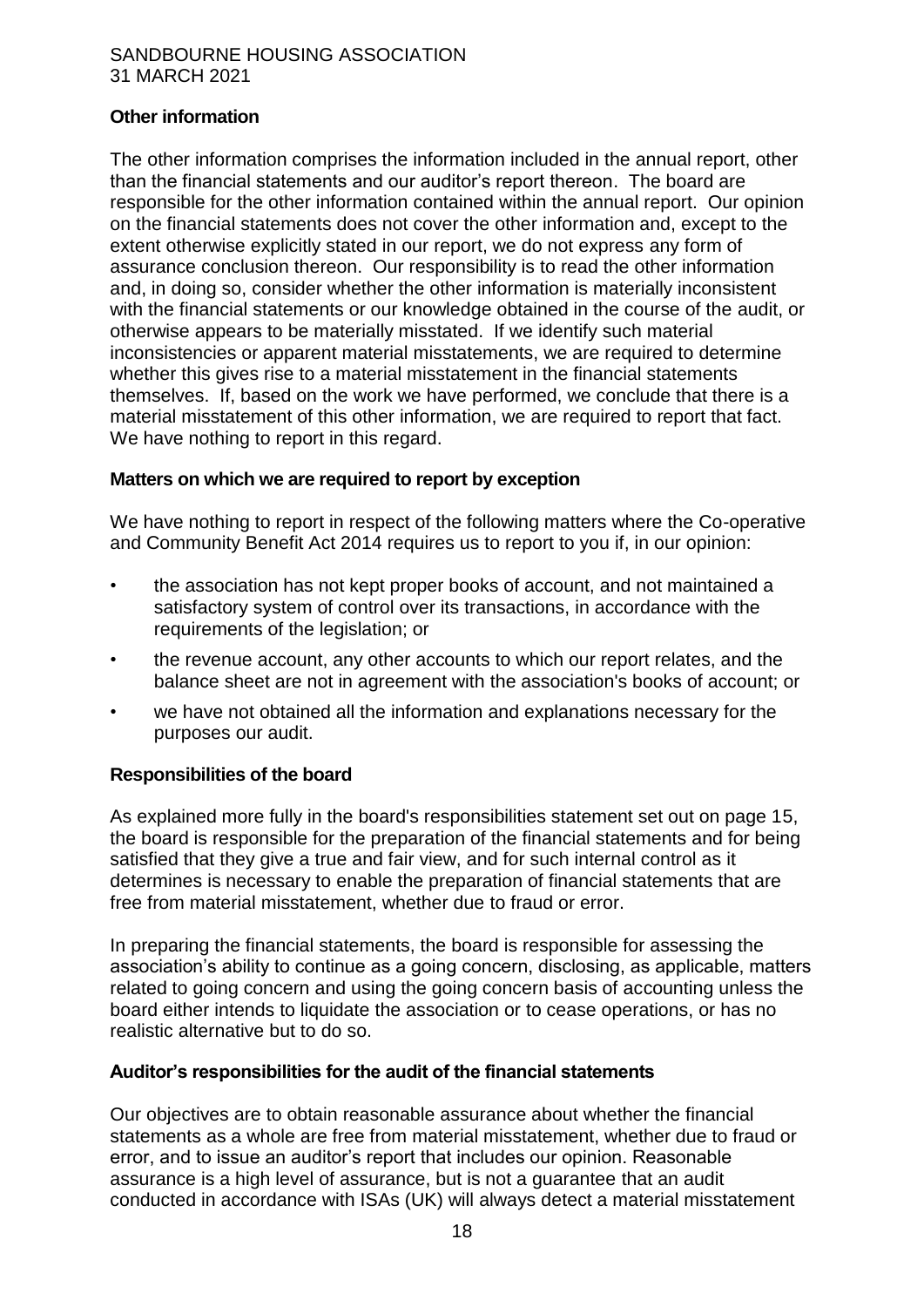## Other information

The other information comprises the information included in the annual report, other than the financial statements and our auditor's report thereon. The board are responsible for the other information contained within the annual report. Our opinion on the financial statements does not cover the other information and, except to the extent otherwise explicitly stated in our report, we do not express any form of assurance conclusion thereon. Our responsibility is to read the other information and, in doing so, consider whether the other information is materially inconsistent with the financial statements or our knowledge obtained in the course of the audit, or otherwise appears to be materially misstated. If we identify such material inconsistencies or apparent material misstatements, we are required to determine whether this gives rise to a material misstatement in the financial statements themselves. If, based on the work we have performed, we conclude that there is a material misstatement of this other information, we are required to report that fact. We have nothing to report in this regard.

## Matters on which we are required to report by exception

We have nothing to report in respect of the following matters where the Co-operative and Community Benefit Act 2014 requires us to report to you if, in our opinion:

- the association has not kept proper books of account, and not maintained a satisfactory system of control over its transactions, in accordance with the requirements of the legislation; or
- the revenue account, any other accounts to which our report relates, and the balance sheet are not in agreement with the association's books of account; or
- we have not obtained all the information and explanations necessary for the purposes our audit.

## Responsibilities of the board

As explained more fully in the board's responsibilities statement set out on page 15, the board is responsible for the preparation of the financial statements and for being satisfied that they give a true and fair view, and for such internal control as it determines is necessary to enable the preparation of financial statements that are free from material misstatement, whether due to fraud or error.

In preparing the financial statements, the board is responsible for assessing the association's ability to continue as a going concern, disclosing, as applicable, matters related to going concern and using the going concern basis of accounting unless the board either intends to liquidate the association or to cease operations, or has no realistic alternative but to do so.

## Auditor's responsibilities for the audit of the financial statements

Our objectives are to obtain reasonable assurance about whether the financial statements as a whole are free from material misstatement, whether due to fraud or error, and to issue an auditor's report that includes our opinion. Reasonable assurance is a high level of assurance, but is not a guarantee that an audit conducted in accordance with ISAs (UK) will always detect a material misstatement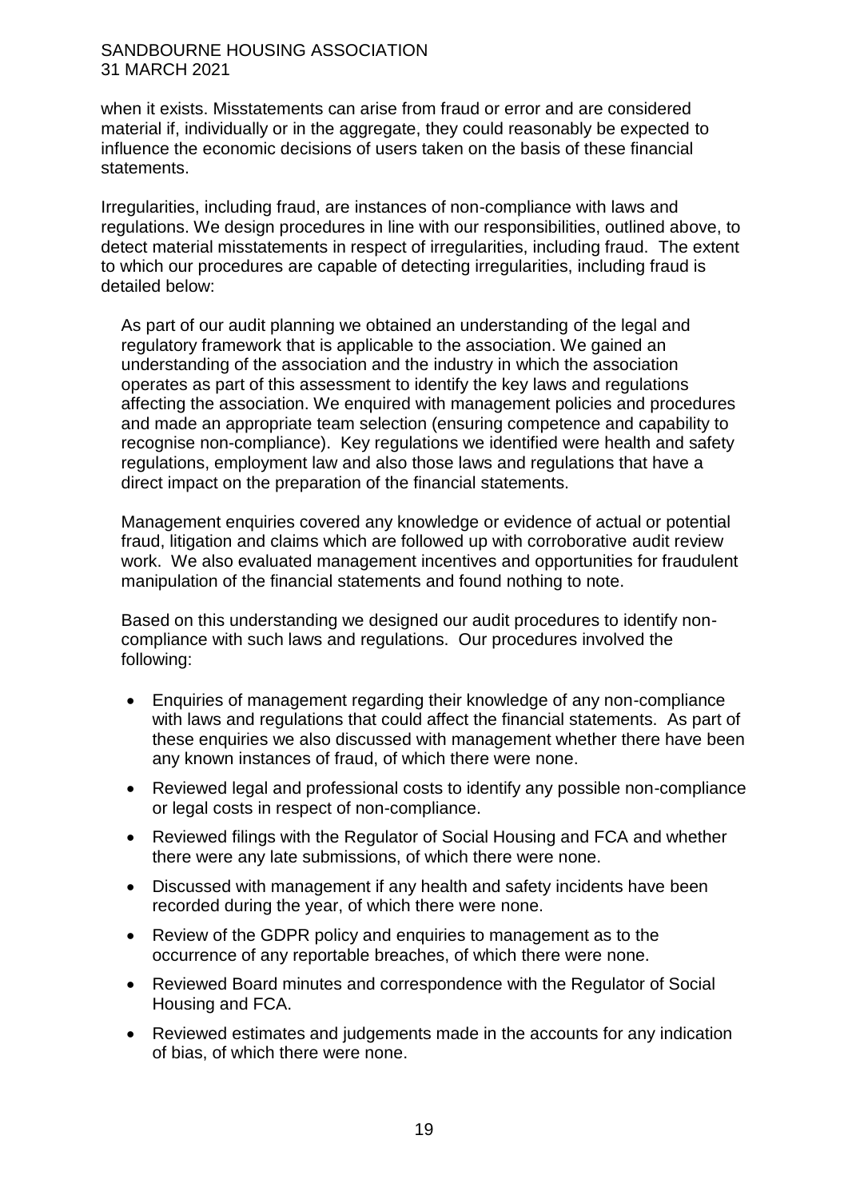when it exists. Misstatements can arise from fraud or error and are considered material if, individually or in the aggregate, they could reasonably be expected to influence the economic decisions of users taken on the basis of these financial statements.

Irregularities, including fraud, are instances of non-compliance with laws and regulations. We design procedures in line with our responsibilities, outlined above, to detect material misstatements in respect of irregularities, including fraud. The extent to which our procedures are capable of detecting irregularities, including fraud is detailed below:

As part of our audit planning we obtained an understanding of the legal and regulatory framework that is applicable to the association. We gained an understanding of the association and the industry in which the association operates as part of this assessment to identify the key laws and regulations affecting the association. We enquired with management policies and procedures and made an appropriate team selection (ensuring competence and capability to recognise non-compliance). Key regulations we identified were health and safety regulations, employment law and also those laws and regulations that have a direct impact on the preparation of the financial statements.

Management enquiries covered any knowledge or evidence of actual or potential fraud, litigation and claims which are followed up with corroborative audit review work. We also evaluated management incentives and opportunities for fraudulent manipulation of the financial statements and found nothing to note.

Based on this understanding we designed our audit procedures to identify non-compliance with such laws and regulations. Our procedures involved the following:

- Enquiries of management regarding their knowledge of any non-compliance with laws and regulations that could affect the financial statements. As part of these enquiries we also discussed with management whether there have been any known instances of fraud, of which there were none.
- Reviewed legal and professional costs to identify any possible non-compliance or legal costs in respect of non-compliance.
- Reviewed filings with the Regulator of Social Housing and FCA and whether there were any late submissions, of which there were none.
- Discussed with management if any health and safety incidents have been recorded during the year, of which there were none.
- Review of the GDPR policy and enquiries to management as to the occurrence of any reportable breaches, of which there were none.
- Reviewed Board minutes and correspondence with the Regulator of Social Housing and FCA.
- Reviewed estimates and judgements made in the accounts for any indication of bias, of which there were none.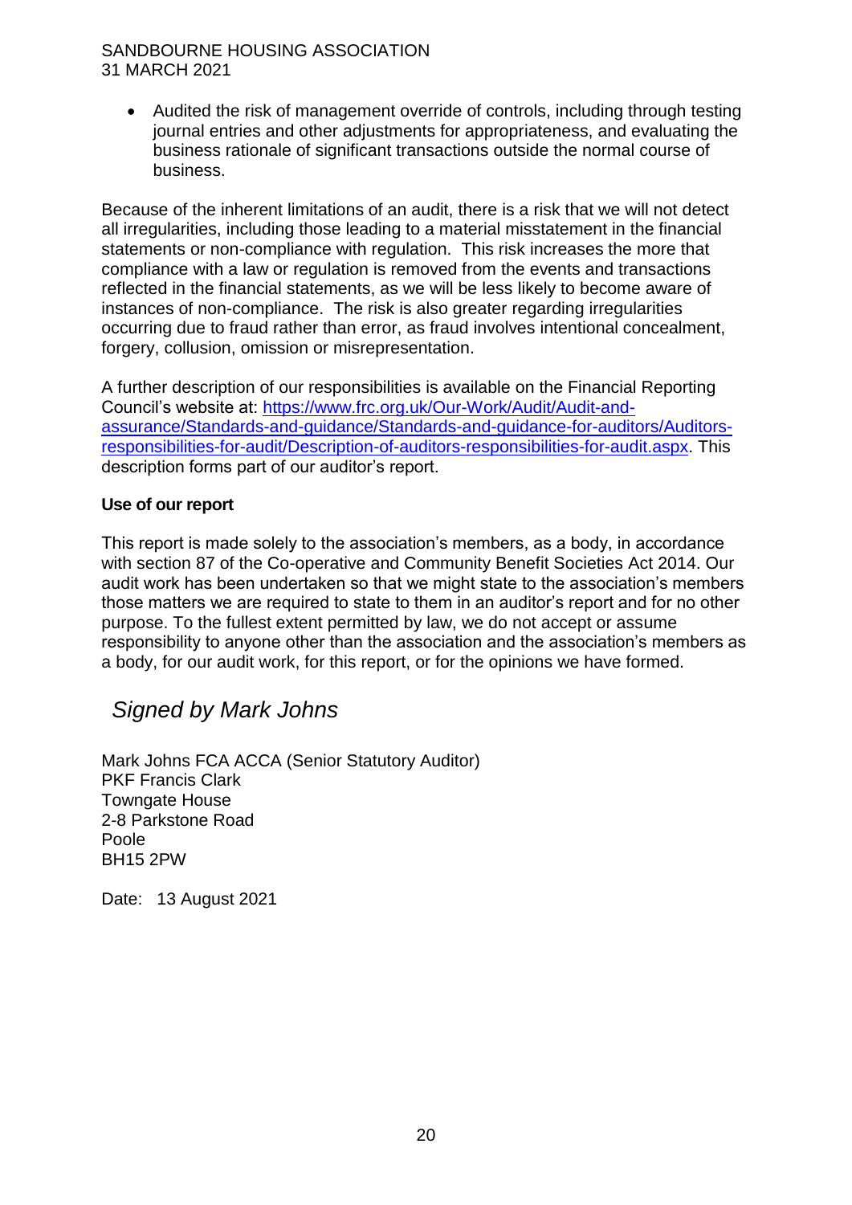- Audited the risk of management override of controls, including through testing journal entries and other adjustments for appropriateness, and evaluating the business rationale of significant transactions outside the normal course of business.

Because of the inherent limitations of an audit, there is a risk that we will not detect all irregularities, including those leading to a material misstatement in the financial statements or non-compliance with regulation. This risk increases the more that compliance with a law or regulation is removed from the events and transactions reflected in the financial statements, as we will be less likely to become aware of instances of non-compliance. The risk is also greater regarding irregularities occurring due to fraud rather than error, as fraud involves intentional concealment, forgery, collusion, omission or misrepresentation.

A further description of our responsibilities is available on the Financial Reporting Council's website at: [https://www.frc.org.uk/Our-Work/Audit/Audit-and-assurance/Standards-and-guidance/Standards-and-guidance-for-auditors/Auditors-responsibilities-for-audit/Description-of-auditors-responsibilities-for-audit.aspx](https://www.frc.org.uk/Our-Work/Audit/Audit-and-assurance/Standards-and-guidance/Standards-and-guidance-for-auditors/Auditors-responsibilities-for-audit/Description-of-auditors-responsibilities-for-audit.aspx). This description forms part of our auditor's report.

**Use of our report**

This report is made solely to the association's members, as a body, in accordance with section 87 of the Co-operative and Community Benefit Societies Act 2014. Our audit work has been undertaken so that we might state to the association's members those matters we are required to state to them in an auditor's report and for no other purpose. To the fullest extent permitted by law, we do not accept or assume responsibility to anyone other than the association and the association's members as a body, for our audit work, for this report, or for the opinions we have formed.

*Signed by Mark Johns*

Mark Johns FCA ACCA (Senior Statutory Auditor)
PKF Francis Clark
Towngate House
2-8 Parkstone Road
Poole
BH15 2PW

Date: 13 August 2021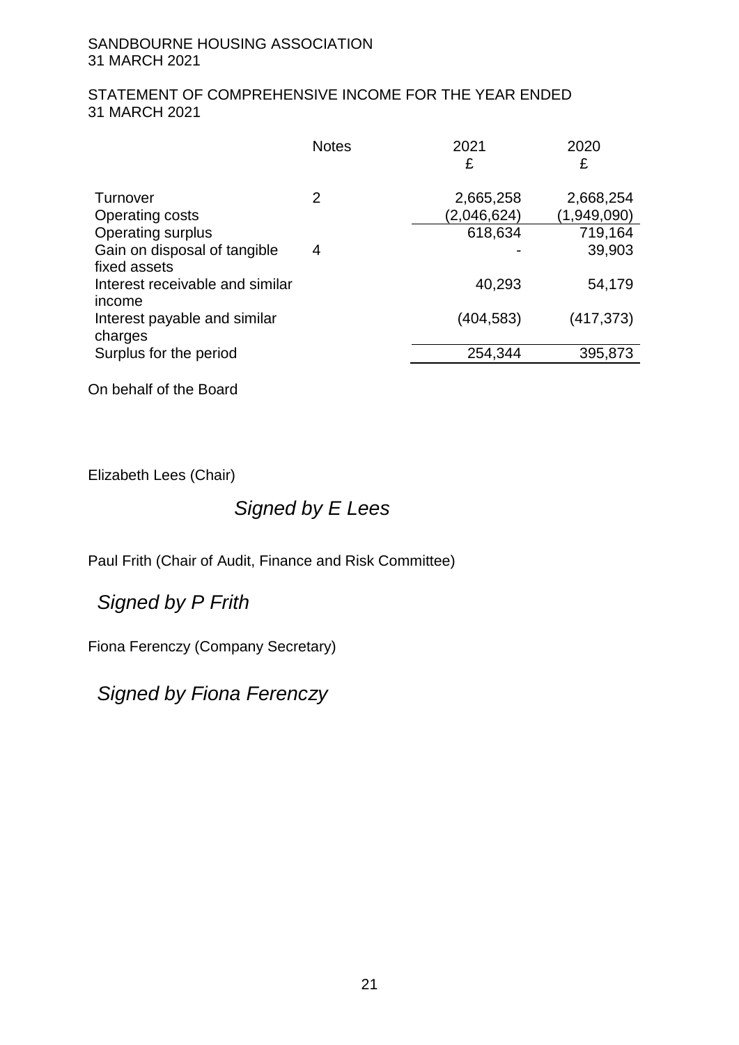SANDBOURNE HOUSING ASSOCIATION
31 MARCH 2021

## STATEMENT OF COMPREHENSIVE INCOME FOR THE YEAR ENDED 31 MARCH 2021

| | Notes | 2021 £ | 2020 £ |
|---|---|---|---|
| Turnover | 2 | 2,665,258 | 2,668,254 |
| Operating costs | | (2,046,624) | (1,949,090) |
| Operating surplus | | 618,634 | 719,164 |
| Gain on disposal of tangible fixed assets | 4 | - | 39,903 |
| Interest receivable and similar income | | 40,293 | 54,179 |
| Interest payable and similar charges | | (404,583) | (417,373) |
| Surplus for the period | | 254,344 | 395,873 |

On behalf of the Board

Elizabeth Lees (Chair)

*Signed by E Lees*

Paul Frith (Chair of Audit, Finance and Risk Committee)

*Signed by P Frith*

Fiona Ferenczy (Company Secretary)

*Signed by Fiona Ferenczy*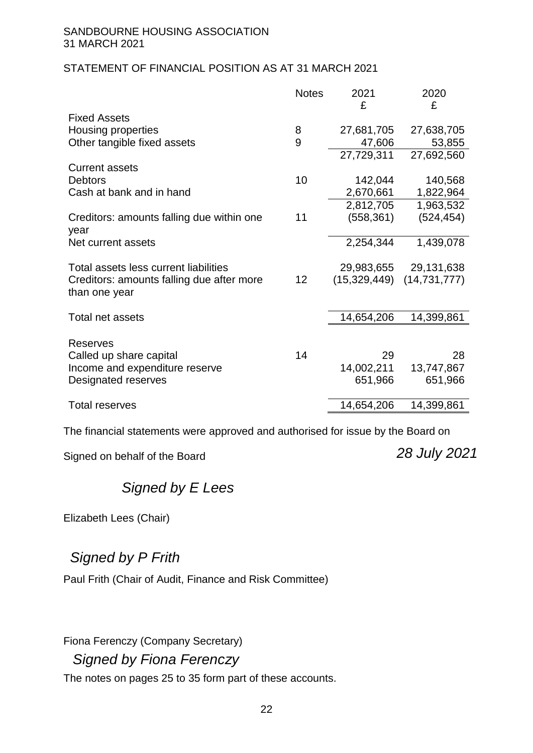SANDBOURNE HOUSING ASSOCIATION
31 MARCH 2021

## STATEMENT OF FINANCIAL POSITION AS AT 31 MARCH 2021

| | Notes | 2021 £ | 2020 £ |
|---|---|---|---|
| Fixed Assets | | | |
| Housing properties | 8 | 27,681,705 | 27,638,705 |
| Other tangible fixed assets | 9 | 47,606 | 53,855 |
| | | 27,729,311 | 27,692,560 |
| Current assets | | | |
| Debtors | 10 | 142,044 | 140,568 |
| Cash at bank and in hand | | 2,670,661 | 1,822,964 |
| | | 2,812,705 | 1,963,532 |
| Creditors: amounts falling due within one year | 11 | (558,361) | (524,454) |
| Net current assets | | 2,254,344 | 1,439,078 |
| Total assets less current liabilities | | 29,983,655 | 29,131,638 |
| Creditors: amounts falling due after more than one year | 12 | (15,329,449) | (14,731,777) |
| Total net assets | | 14,654,206 | 14,399,861 |
| Reserves | | | |
| Called up share capital | 14 | 29 | 28 |
| Income and expenditure reserve | | 14,002,211 | 13,747,867 |
| Designated reserves | | 651,966 | 651,966 |
| Total reserves | | 14,654,206 | 14,399,861 |

The financial statements were approved and authorised for issue by the Board on *28 July 2021*

Signed on behalf of the Board

*Signed by E Lees*

Elizabeth Lees (Chair)

*Signed by P Frith*

Paul Frith (Chair of Audit, Finance and Risk Committee)

Fiona Ferenczy (Company Secretary)

*Signed by Fiona Ferenczy*

The notes on pages 25 to 35 form part of these accounts.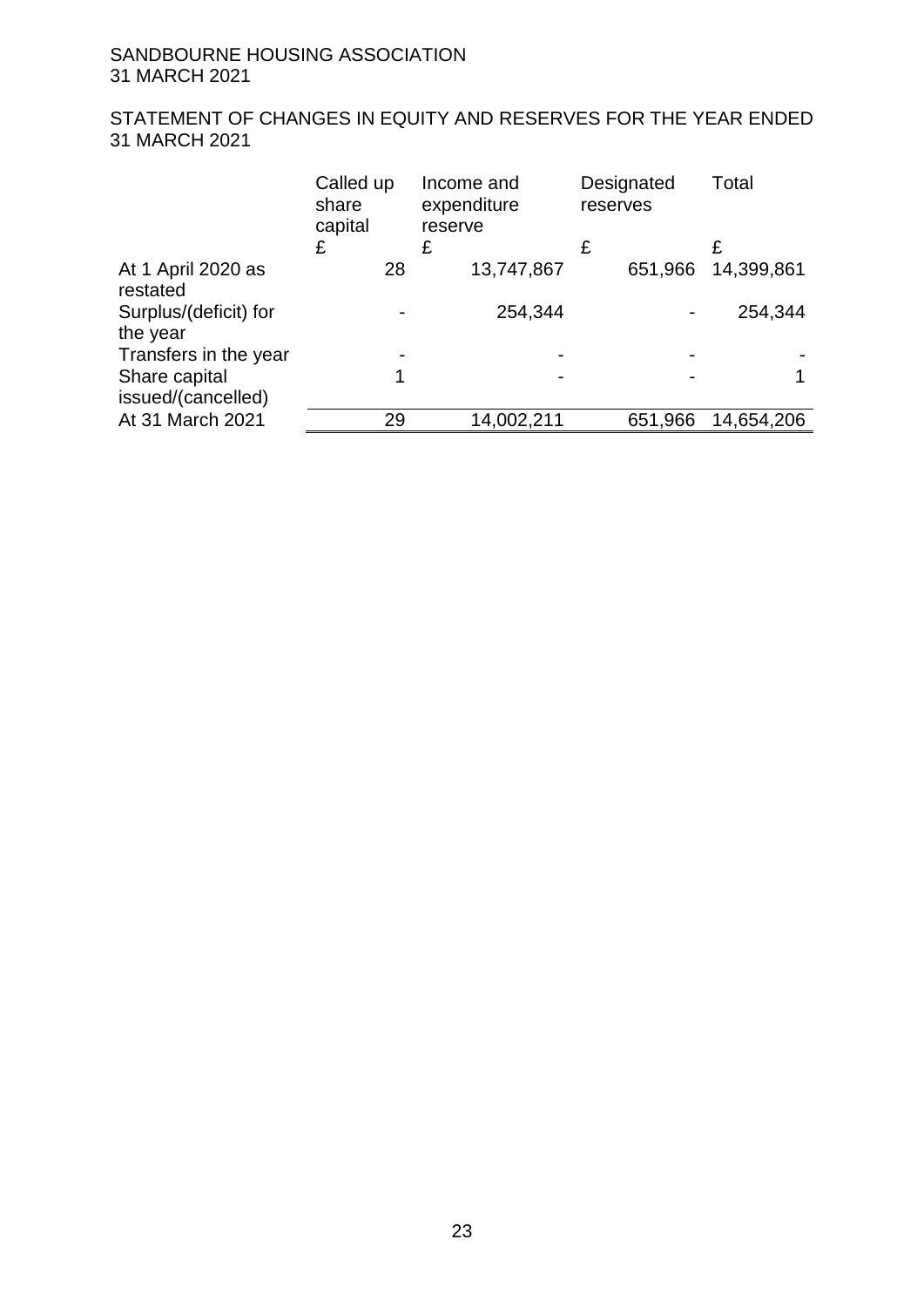SANDBOURNE HOUSING ASSOCIATION
31 MARCH 2021

## STATEMENT OF CHANGES IN EQUITY AND RESERVES FOR THE YEAR ENDED 31 MARCH 2021

| | Called up share capital | Income and expenditure reserve | Designated reserves | Total |
|---|---|---|---|---|
| | £ | £ | £ | £ |
| At 1 April 2020 as restated | 28 | 13,747,867 | 651,966 | 14,399,861 |
| Surplus/(deficit) for the year | - | 254,344 | - | 254,344 |
| Transfers in the year | - | - | - | - |
| Share capital issued/(cancelled) | 1 | - | - | 1 |
| At 31 March 2021 | 29 | 14,002,211 | 651,966 | 14,654,206 |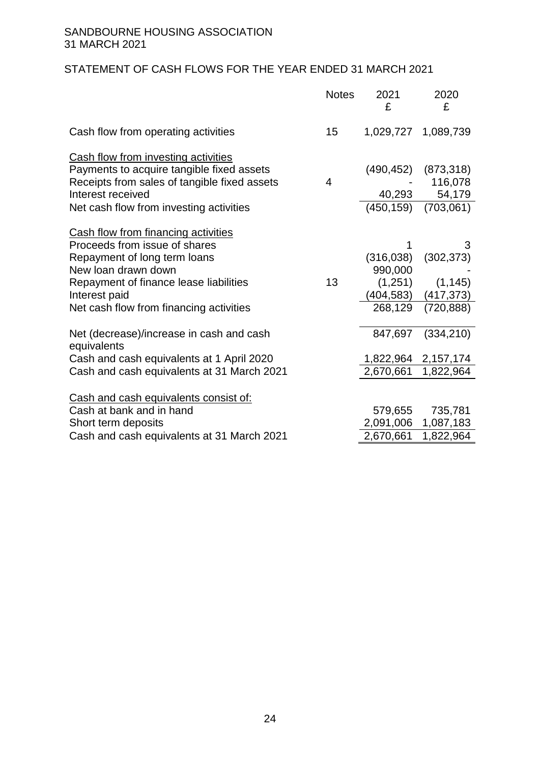SANDBOURNE HOUSING ASSOCIATION
31 MARCH 2021

## STATEMENT OF CASH FLOWS FOR THE YEAR ENDED 31 MARCH 2021

| | Notes | 2021 £ | 2020 £ |
|---|---|---|---|
| Cash flow from operating activities | 15 | 1,029,727 | 1,089,739 |
| <u>Cash flow from investing activities</u> | | | |
| Payments to acquire tangible fixed assets | | (490,452) | (873,318) |
| Receipts from sales of tangible fixed assets | 4 | - | 116,078 |
| Interest received | | 40,293 | 54,179 |
| Net cash flow from investing activities | | (450,159) | (703,061) |
| <u>Cash flow from financing activities</u> | | | |
| Proceeds from issue of shares | | 1 | 3 |
| Repayment of long term loans | | (316,038) | (302,373) |
| New loan drawn down | | 990,000 | - |
| Repayment of finance lease liabilities | 13 | (1,251) | (1,145) |
| Interest paid | | (404,583) | (417,373) |
| Net cash flow from financing activities | | 268,129 | (720,888) |
| Net (decrease)/increase in cash and cash equivalents | | 847,697 | (334,210) |
| Cash and cash equivalents at 1 April 2020 | | 1,822,964 | 2,157,174 |
| Cash and cash equivalents at 31 March 2021 | | 2,670,661 | 1,822,964 |
| <u>Cash and cash equivalents consist of:</u> | | | |
| Cash at bank and in hand | | 579,655 | 735,781 |
| Short term deposits | | 2,091,006 | 1,087,183 |
| Cash and cash equivalents at 31 March 2021 | | 2,670,661 | 1,822,964 |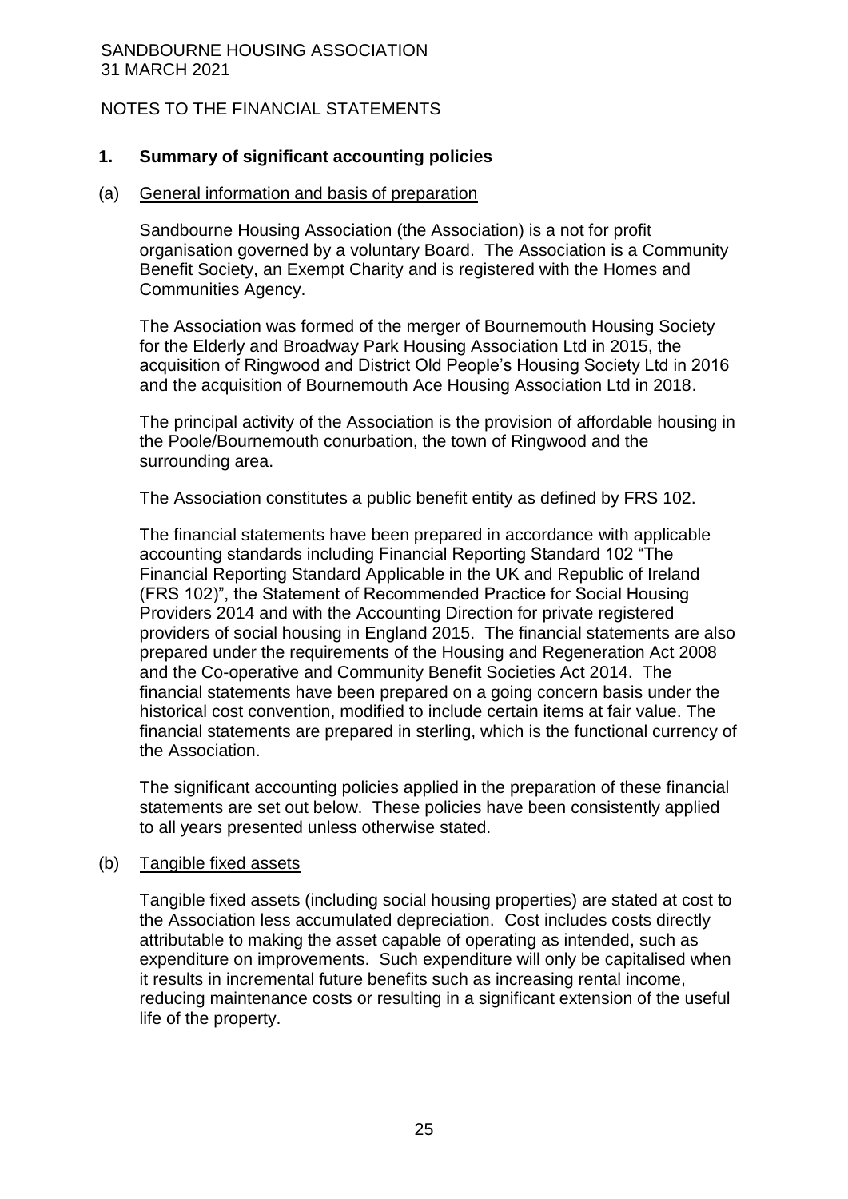SANDBOURNE HOUSING ASSOCIATION
31 MARCH 2021

NOTES TO THE FINANCIAL STATEMENTS

## 1. Summary of significant accounting policies

### (a) General information and basis of preparation

Sandbourne Housing Association (the Association) is a not for profit organisation governed by a voluntary Board. The Association is a Community Benefit Society, an Exempt Charity and is registered with the Homes and Communities Agency.

The Association was formed of the merger of Bournemouth Housing Society for the Elderly and Broadway Park Housing Association Ltd in 2015, the acquisition of Ringwood and District Old People's Housing Society Ltd in 2016 and the acquisition of Bournemouth Ace Housing Association Ltd in 2018.

The principal activity of the Association is the provision of affordable housing in the Poole/Bournemouth conurbation, the town of Ringwood and the surrounding area.

The Association constitutes a public benefit entity as defined by FRS 102.

The financial statements have been prepared in accordance with applicable accounting standards including Financial Reporting Standard 102 "The Financial Reporting Standard Applicable in the UK and Republic of Ireland (FRS 102)", the Statement of Recommended Practice for Social Housing Providers 2014 and with the Accounting Direction for private registered providers of social housing in England 2015. The financial statements are also prepared under the requirements of the Housing and Regeneration Act 2008 and the Co-operative and Community Benefit Societies Act 2014. The financial statements have been prepared on a going concern basis under the historical cost convention, modified to include certain items at fair value. The financial statements are prepared in sterling, which is the functional currency of the Association.

The significant accounting policies applied in the preparation of these financial statements are set out below. These policies have been consistently applied to all years presented unless otherwise stated.

### (b) Tangible fixed assets

Tangible fixed assets (including social housing properties) are stated at cost to the Association less accumulated depreciation. Cost includes costs directly attributable to making the asset capable of operating as intended, such as expenditure on improvements. Such expenditure will only be capitalised when it results in incremental future benefits such as increasing rental income, reducing maintenance costs or resulting in a significant extension of the useful life of the property.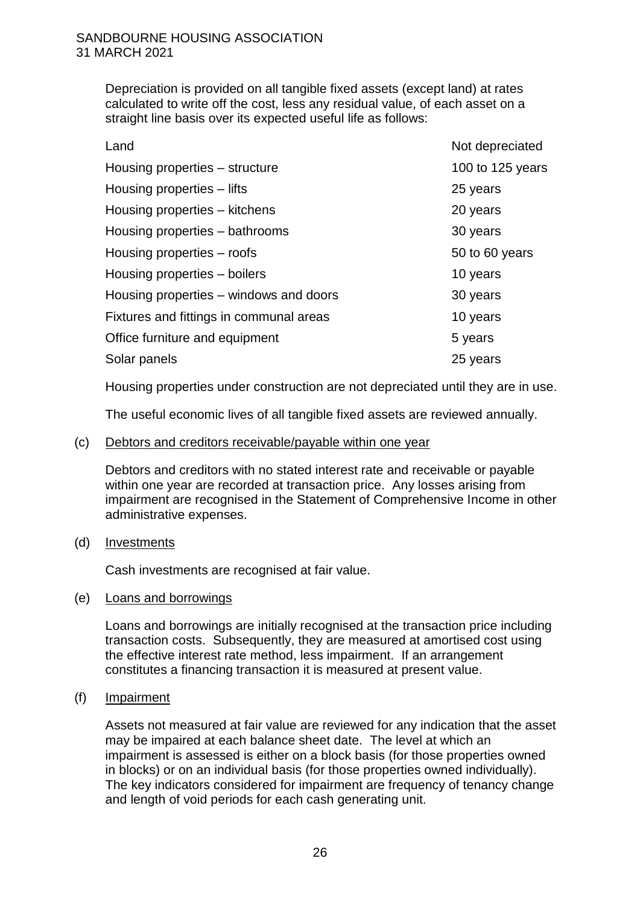Depreciation is provided on all tangible fixed assets (except land) at rates calculated to write off the cost, less any residual value, of each asset on a straight line basis over its expected useful life as follows:

| | |
|---|---|
| Land | Not depreciated |
| Housing properties – structure | 100 to 125 years |
| Housing properties – lifts | 25 years |
| Housing properties – kitchens | 20 years |
| Housing properties – bathrooms | 30 years |
| Housing properties – roofs | 50 to 60 years |
| Housing properties – boilers | 10 years |
| Housing properties – windows and doors | 30 years |
| Fixtures and fittings in communal areas | 10 years |
| Office furniture and equipment | 5 years |
| Solar panels | 25 years |

Housing properties under construction are not depreciated until they are in use.

The useful economic lives of all tangible fixed assets are reviewed annually.

(c) Debtors and creditors receivable/payable within one year

Debtors and creditors with no stated interest rate and receivable or payable within one year are recorded at transaction price. Any losses arising from impairment are recognised in the Statement of Comprehensive Income in other administrative expenses.

(d) Investments

Cash investments are recognised at fair value.

(e) Loans and borrowings

Loans and borrowings are initially recognised at the transaction price including transaction costs. Subsequently, they are measured at amortised cost using the effective interest rate method, less impairment. If an arrangement constitutes a financing transaction it is measured at present value.

(f) Impairment

Assets not measured at fair value are reviewed for any indication that the asset may be impaired at each balance sheet date. The level at which an impairment is assessed is either on a block basis (for those properties owned in blocks) or on an individual basis (for those properties owned individually). The key indicators considered for impairment are frequency of tenancy change and length of void periods for each cash generating unit.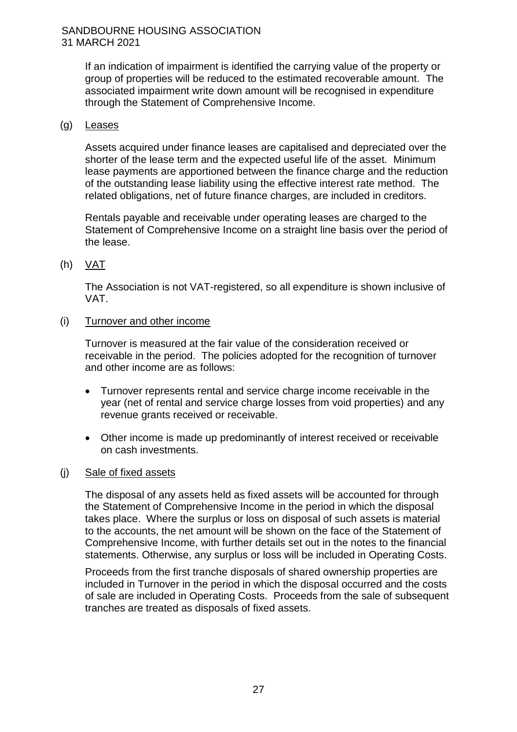If an indication of impairment is identified the carrying value of the property or group of properties will be reduced to the estimated recoverable amount. The associated impairment write down amount will be recognised in expenditure through the Statement of Comprehensive Income.

(g) Leases

Assets acquired under finance leases are capitalised and depreciated over the shorter of the lease term and the expected useful life of the asset. Minimum lease payments are apportioned between the finance charge and the reduction of the outstanding lease liability using the effective interest rate method. The related obligations, net of future finance charges, are included in creditors.

Rentals payable and receivable under operating leases are charged to the Statement of Comprehensive Income on a straight line basis over the period of the lease.

(h) VAT

The Association is not VAT-registered, so all expenditure is shown inclusive of VAT.

(i) Turnover and other income

Turnover is measured at the fair value of the consideration received or receivable in the period. The policies adopted for the recognition of turnover and other income are as follows:

- Turnover represents rental and service charge income receivable in the year (net of rental and service charge losses from void properties) and any revenue grants received or receivable.
- Other income is made up predominantly of interest received or receivable on cash investments.

(j) Sale of fixed assets

The disposal of any assets held as fixed assets will be accounted for through the Statement of Comprehensive Income in the period in which the disposal takes place. Where the surplus or loss on disposal of such assets is material to the accounts, the net amount will be shown on the face of the Statement of Comprehensive Income, with further details set out in the notes to the financial statements. Otherwise, any surplus or loss will be included in Operating Costs.

Proceeds from the first tranche disposals of shared ownership properties are included in Turnover in the period in which the disposal occurred and the costs of sale are included in Operating Costs. Proceeds from the sale of subsequent tranches are treated as disposals of fixed assets.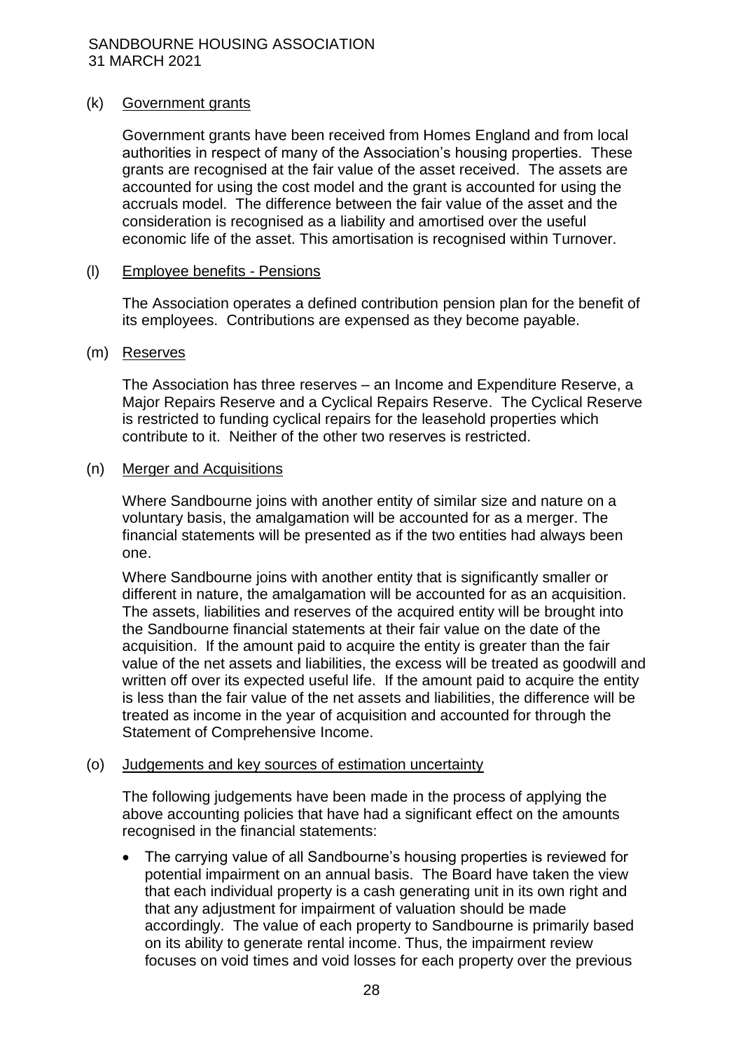### (k) Government grants

Government grants have been received from Homes England and from local authorities in respect of many of the Association's housing properties. These grants are recognised at the fair value of the asset received. The assets are accounted for using the cost model and the grant is accounted for using the accruals model. The difference between the fair value of the asset and the consideration is recognised as a liability and amortised over the useful economic life of the asset. This amortisation is recognised within Turnover.

### (l) Employee benefits - Pensions

The Association operates a defined contribution pension plan for the benefit of its employees. Contributions are expensed as they become payable.

### (m) Reserves

The Association has three reserves – an Income and Expenditure Reserve, a Major Repairs Reserve and a Cyclical Repairs Reserve. The Cyclical Reserve is restricted to funding cyclical repairs for the leasehold properties which contribute to it. Neither of the other two reserves is restricted.

### (n) Merger and Acquisitions

Where Sandbourne joins with another entity of similar size and nature on a voluntary basis, the amalgamation will be accounted for as a merger. The financial statements will be presented as if the two entities had always been one.

Where Sandbourne joins with another entity that is significantly smaller or different in nature, the amalgamation will be accounted for as an acquisition. The assets, liabilities and reserves of the acquired entity will be brought into the Sandbourne financial statements at their fair value on the date of the acquisition. If the amount paid to acquire the entity is greater than the fair value of the net assets and liabilities, the excess will be treated as goodwill and written off over its expected useful life. If the amount paid to acquire the entity is less than the fair value of the net assets and liabilities, the difference will be treated as income in the year of acquisition and accounted for through the Statement of Comprehensive Income.

### (o) Judgements and key sources of estimation uncertainty

The following judgements have been made in the process of applying the above accounting policies that have had a significant effect on the amounts recognised in the financial statements:

- The carrying value of all Sandbourne's housing properties is reviewed for potential impairment on an annual basis. The Board have taken the view that each individual property is a cash generating unit in its own right and that any adjustment for impairment of valuation should be made accordingly. The value of each property to Sandbourne is primarily based on its ability to generate rental income. Thus, the impairment review focuses on void times and void losses for each property over the previous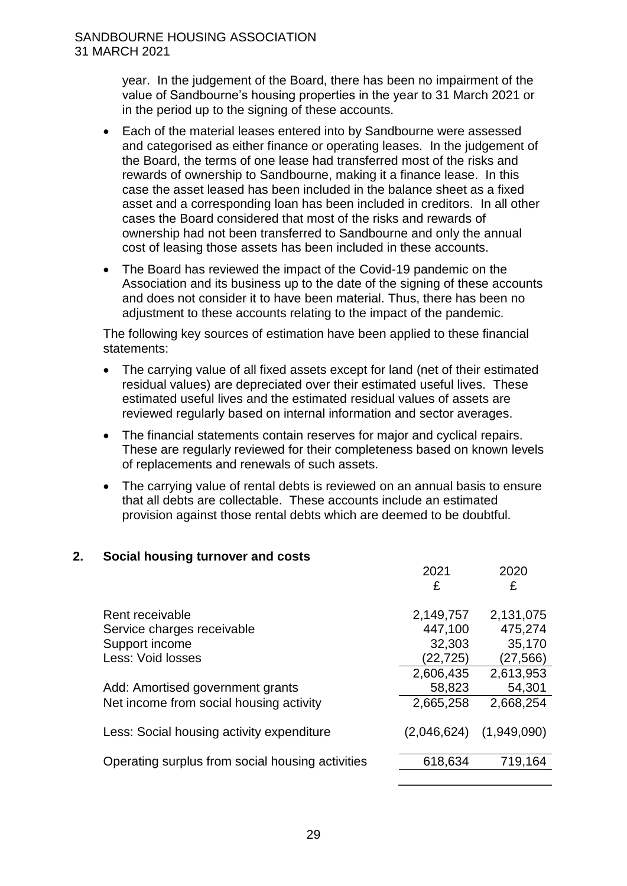year. In the judgement of the Board, there has been no impairment of the value of Sandbourne's housing properties in the year to 31 March 2021 or in the period up to the signing of these accounts.

- Each of the material leases entered into by Sandbourne were assessed and categorised as either finance or operating leases. In the judgement of the Board, the terms of one lease had transferred most of the risks and rewards of ownership to Sandbourne, making it a finance lease. In this case the asset leased has been included in the balance sheet as a fixed asset and a corresponding loan has been included in creditors. In all other cases the Board considered that most of the risks and rewards of ownership had not been transferred to Sandbourne and only the annual cost of leasing those assets has been included in these accounts.
- The Board has reviewed the impact of the Covid-19 pandemic on the Association and its business up to the date of the signing of these accounts and does not consider it to have been material. Thus, there has been no adjustment to these accounts relating to the impact of the pandemic.

The following key sources of estimation have been applied to these financial statements:

- The carrying value of all fixed assets except for land (net of their estimated residual values) are depreciated over their estimated useful lives. These estimated useful lives and the estimated residual values of assets are reviewed regularly based on internal information and sector averages.
- The financial statements contain reserves for major and cyclical repairs. These are regularly reviewed for their completeness based on known levels of replacements and renewals of such assets.
- The carrying value of rental debts is reviewed on an annual basis to ensure that all debts are collectable. These accounts include an estimated provision against those rental debts which are deemed to be doubtful.

## 2. Social housing turnover and costs

| | 2021<br>£ | 2020<br>£ |
|---|---|---|
| Rent receivable | 2,149,757 | 2,131,075 |
| Service charges receivable | 447,100 | 475,274 |
| Support income | 32,303 | 35,170 |
| Less: Void losses | (22,725) | (27,566) |
| | 2,606,435 | 2,613,953 |
| Add: Amortised government grants | 58,823 | 54,301 |
| Net income from social housing activity | 2,665,258 | 2,668,254 |
| Less: Social housing activity expenditure | (2,046,624) | (1,949,090) |
| Operating surplus from social housing activities | 618,634 | 719,164 |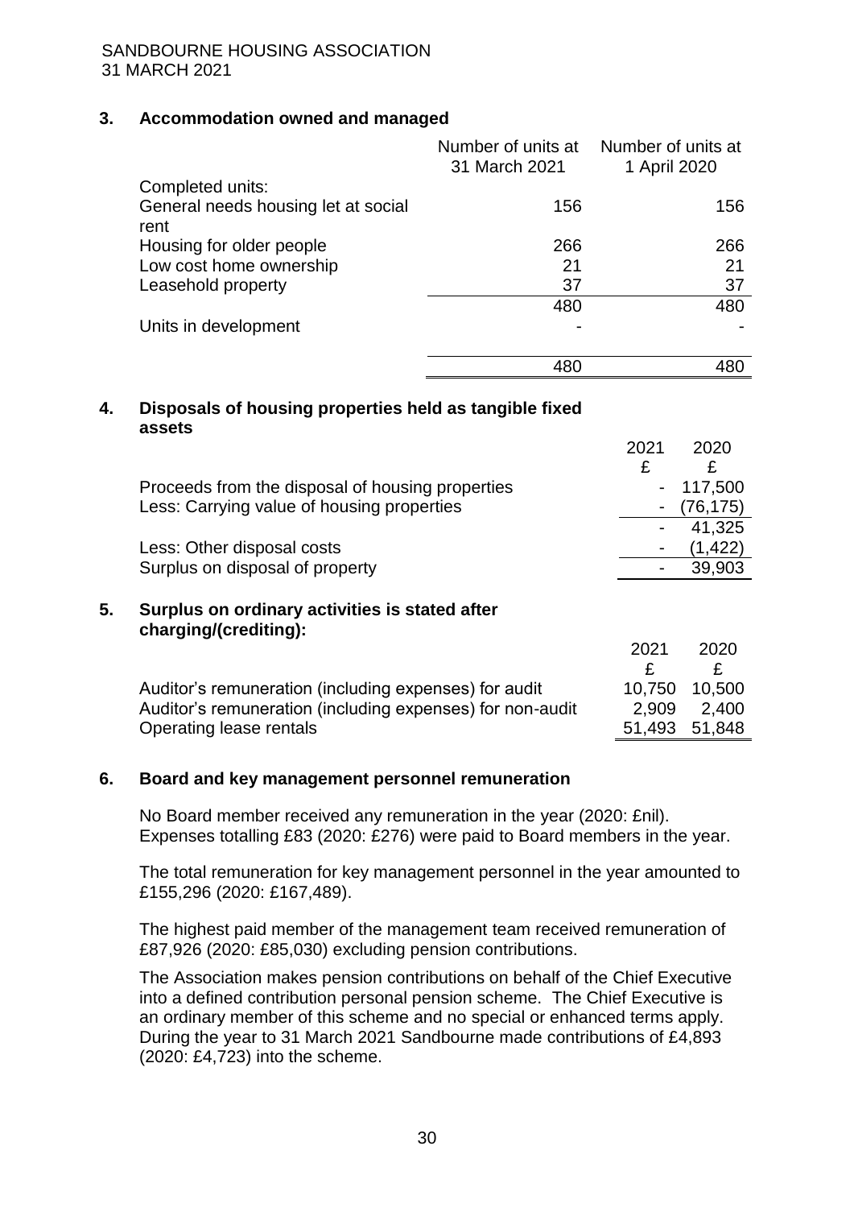SANDBOURNE HOUSING ASSOCIATION
31 MARCH 2021

## 3. Accommodation owned and managed

| | Number of units at 31 March 2021 | Number of units at 1 April 2020 |
|---|---|---|
| Completed units: | | |
| General needs housing let at social rent | 156 | 156 |
| Housing for older people | 266 | 266 |
| Low cost home ownership | 21 | 21 |
| Leasehold property | 37 | 37 |
| | 480 | 480 |
| Units in development | - | - |
| | 480 | 480 |

## 4. Disposals of housing properties held as tangible fixed assets

| | 2021 £ | 2020 £ |
|---|---|---|
| Proceeds from the disposal of housing properties | - | 117,500 |
| Less: Carrying value of housing properties | - | (76,175) |
| | - | 41,325 |
| Less: Other disposal costs | - | (1,422) |
| Surplus on disposal of property | - | 39,903 |

## 5. Surplus on ordinary activities is stated after charging/(crediting):

| | 2021 £ | 2020 £ |
|---|---|---|
| Auditor's remuneration (including expenses) for audit | 10,750 | 10,500 |
| Auditor's remuneration (including expenses) for non-audit | 2,909 | 2,400 |
| Operating lease rentals | 51,493 | 51,848 |

## 6. Board and key management personnel remuneration

No Board member received any remuneration in the year (2020: £nil). Expenses totalling £83 (2020: £276) were paid to Board members in the year.

The total remuneration for key management personnel in the year amounted to £155,296 (2020: £167,489).

The highest paid member of the management team received remuneration of £87,926 (2020: £85,030) excluding pension contributions.

The Association makes pension contributions on behalf of the Chief Executive into a defined contribution personal pension scheme. The Chief Executive is an ordinary member of this scheme and no special or enhanced terms apply. During the year to 31 March 2021 Sandbourne made contributions of £4,893 (2020: £4,723) into the scheme.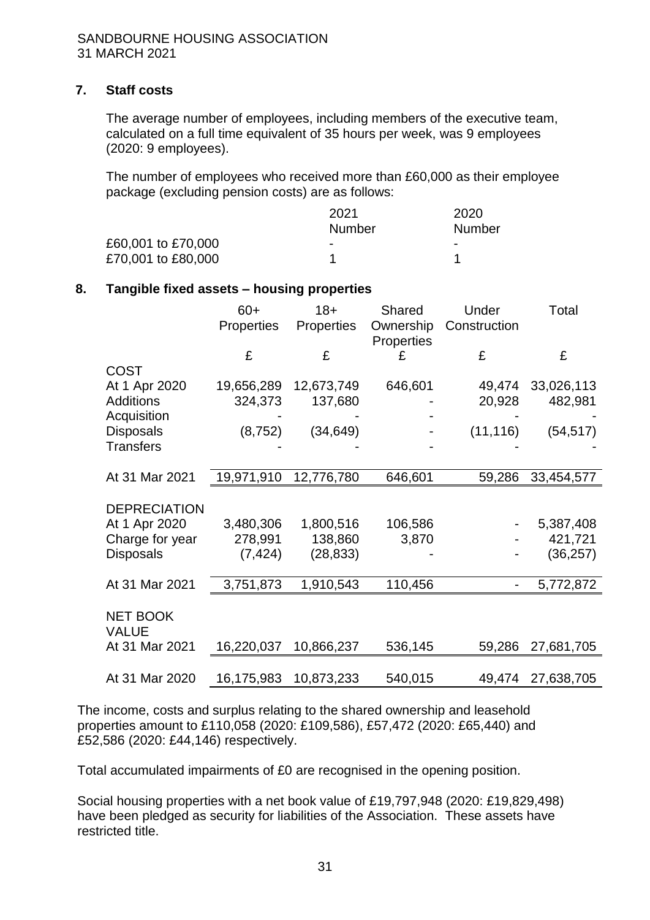SANDBOURNE HOUSING ASSOCIATION
31 MARCH 2021

## 7. Staff costs

The average number of employees, including members of the executive team, calculated on a full time equivalent of 35 hours per week, was 9 employees (2020: 9 employees).

The number of employees who received more than £60,000 as their employee package (excluding pension costs) are as follows:

| | 2021 Number | 2020 Number |
|---|---|---|
| £60,001 to £70,000 | - | - |
| £70,001 to £80,000 | 1 | 1 |

## 8. Tangible fixed assets – housing properties

| | 60+ Properties | 18+ Properties | Shared Ownership Properties | Under Construction | Total |
|---|---|---|---|---|---|
| | £ | £ | £ | £ | £ |
| **COST** | | | | | |
| At 1 Apr 2020 | 19,656,289 | 12,673,749 | 646,601 | 49,474 | 33,026,113 |
| Additions | 324,373 | 137,680 | - | 20,928 | 482,981 |
| Acquisition | - | - | - | - | - |
| Disposals | (8,752) | (34,649) | - | (11,116) | (54,517) |
| Transfers | - | - | - | - | - |
| At 31 Mar 2021 | 19,971,910 | 12,776,780 | 646,601 | 59,286 | 33,454,577 |
| **DEPRECIATION** | | | | | |
| At 1 Apr 2020 | 3,480,306 | 1,800,516 | 106,586 | - | 5,387,408 |
| Charge for year | 278,991 | 138,860 | 3,870 | - | 421,721 |
| Disposals | (7,424) | (28,833) | - | - | (36,257) |
| At 31 Mar 2021 | 3,751,873 | 1,910,543 | 110,456 | - | 5,772,872 |
| **NET BOOK VALUE** | | | | | |
| At 31 Mar 2021 | 16,220,037 | 10,866,237 | 536,145 | 59,286 | 27,681,705 |
| At 31 Mar 2020 | 16,175,983 | 10,873,233 | 540,015 | 49,474 | 27,638,705 |

The income, costs and surplus relating to the shared ownership and leasehold properties amount to £110,058 (2020: £109,586), £57,472 (2020: £65,440) and £52,586 (2020: £44,146) respectively.

Total accumulated impairments of £0 are recognised in the opening position.

Social housing properties with a net book value of £19,797,948 (2020: £19,829,498) have been pledged as security for liabilities of the Association. These assets have restricted title.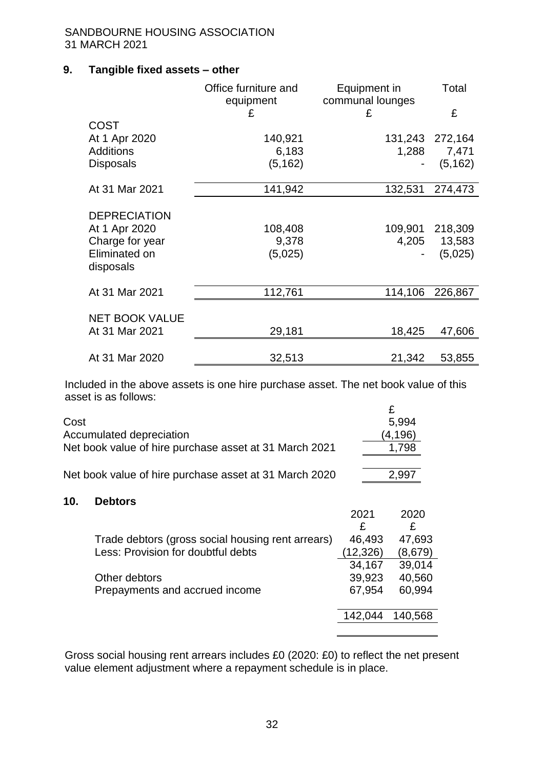SANDBOURNE HOUSING ASSOCIATION
31 MARCH 2021

## 9. Tangible fixed assets – other

| | Office furniture and equipment | Equipment in communal lounges | Total |
|---|---|---|---|
| | £ | £ | £ |
| **COST** | | | |
| At 1 Apr 2020 | 140,921 | 131,243 | 272,164 |
| Additions | 6,183 | 1,288 | 7,471 |
| Disposals | (5,162) | - | (5,162) |
| At 31 Mar 2021 | 141,942 | 132,531 | 274,473 |
| **DEPRECIATION** | | | |
| At 1 Apr 2020 | 108,408 | 109,901 | 218,309 |
| Charge for year | 9,378 | 4,205 | 13,583 |
| Eliminated on disposals | (5,025) | - | (5,025) |
| At 31 Mar 2021 | 112,761 | 114,106 | 226,867 |
| **NET BOOK VALUE** | | | |
| At 31 Mar 2021 | 29,181 | 18,425 | 47,606 |
| At 31 Mar 2020 | 32,513 | 21,342 | 53,855 |

Included in the above assets is one hire purchase asset. The net book value of this asset is as follows:

| | £ |
|---|---|
| Cost | 5,994 |
| Accumulated depreciation | (4,196) |
| Net book value of hire purchase asset at 31 March 2021 | 1,798 |
| Net book value of hire purchase asset at 31 March 2020 | 2,997 |

## 10. Debtors

| | 2021 | 2020 |
|---|---|---|
| | £ | £ |
| Trade debtors (gross social housing rent arrears) | 46,493 | 47,693 |
| Less: Provision for doubtful debts | (12,326) | (8,679) |
| | 34,167 | 39,014 |
| Other debtors | 39,923 | 40,560 |
| Prepayments and accrued income | 67,954 | 60,994 |
| | 142,044 | 140,568 |

Gross social housing rent arrears includes £0 (2020: £0) to reflect the net present value element adjustment where a repayment schedule is in place.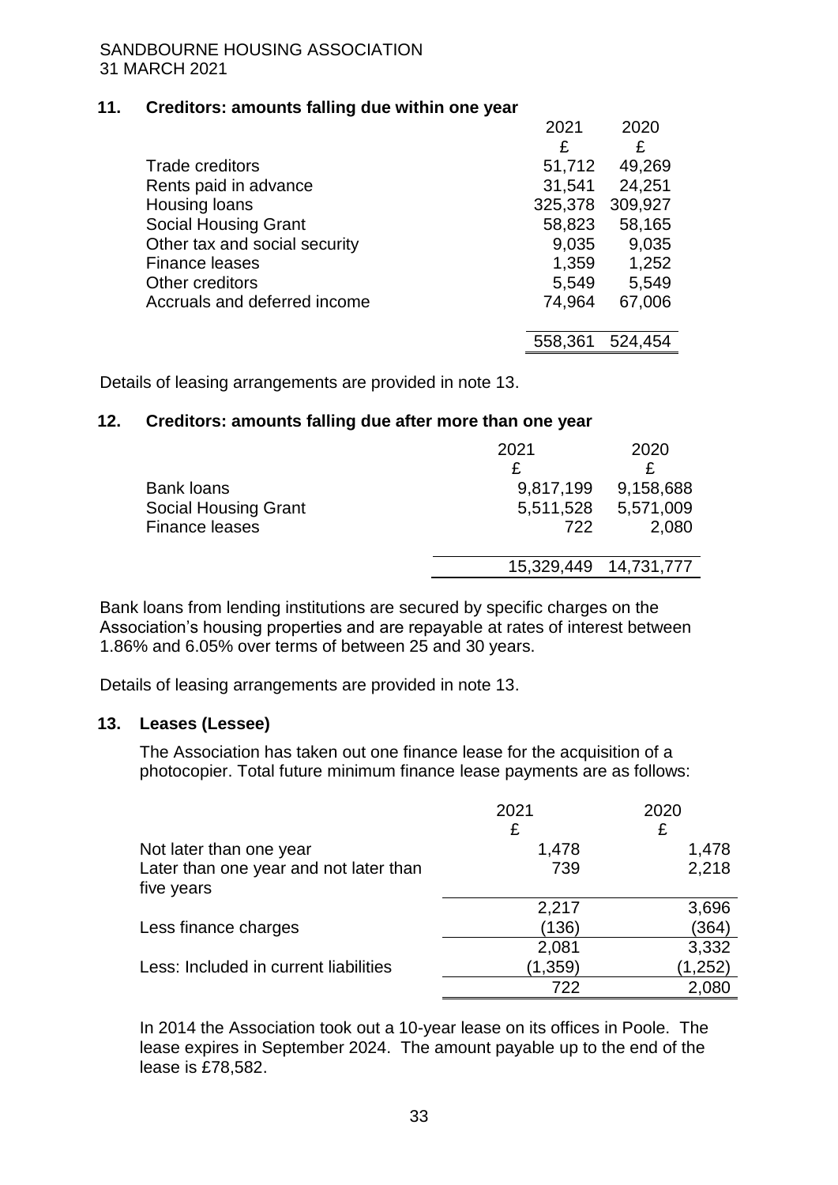SANDBOURNE HOUSING ASSOCIATION
31 MARCH 2021

## 11. Creditors: amounts falling due within one year

| | 2021 | 2020 |
|---|---|---|
| | £ | £ |
| Trade creditors | 51,712 | 49,269 |
| Rents paid in advance | 31,541 | 24,251 |
| Housing loans | 325,378 | 309,927 |
| Social Housing Grant | 58,823 | 58,165 |
| Other tax and social security | 9,035 | 9,035 |
| Finance leases | 1,359 | 1,252 |
| Other creditors | 5,549 | 5,549 |
| Accruals and deferred income | 74,964 | 67,006 |
| | 558,361 | 524,454 |

Details of leasing arrangements are provided in note 13.

## 12. Creditors: amounts falling due after more than one year

| | 2021 | 2020 |
|---|---|---|
| | £ | £ |
| Bank loans | 9,817,199 | 9,158,688 |
| Social Housing Grant | 5,511,528 | 5,571,009 |
| Finance leases | 722 | 2,080 |
| | 15,329,449 | 14,731,777 |

Bank loans from lending institutions are secured by specific charges on the Association's housing properties and are repayable at rates of interest between 1.86% and 6.05% over terms of between 25 and 30 years.

Details of leasing arrangements are provided in note 13.

## 13. Leases (Lessee)

The Association has taken out one finance lease for the acquisition of a photocopier. Total future minimum finance lease payments are as follows:

| | 2021 | 2020 |
|---|---|---|
| | £ | £ |
| Not later than one year | 1,478 | 1,478 |
| Later than one year and not later than five years | 739 | 2,218 |
| | 2,217 | 3,696 |
| Less finance charges | (136) | (364) |
| | 2,081 | 3,332 |
| Less: Included in current liabilities | (1,359) | (1,252) |
| | 722 | 2,080 |

In 2014 the Association took out a 10-year lease on its offices in Poole. The lease expires in September 2024. The amount payable up to the end of the lease is £78,582.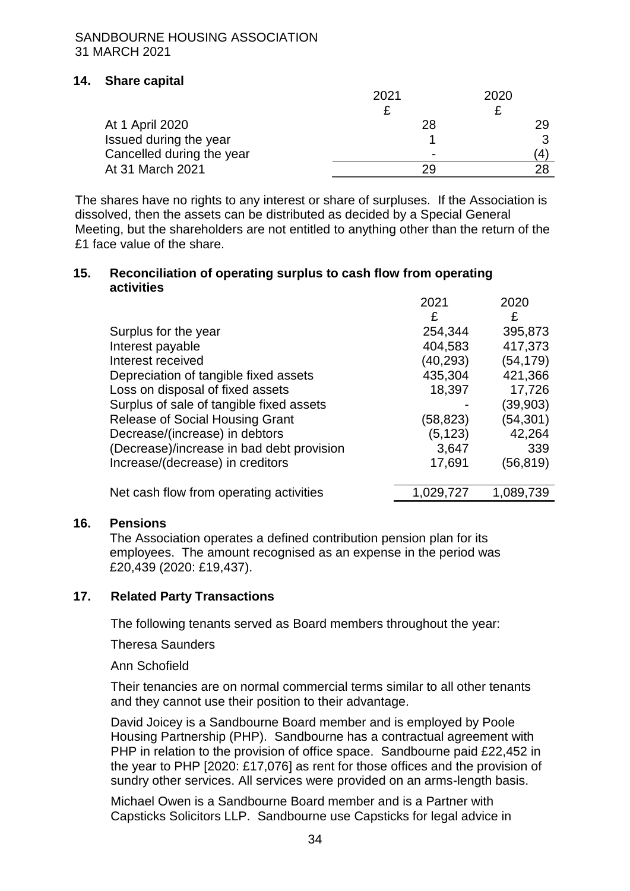## 14. Share capital

| | 2021 | 2020 |
|---|---|---|
| | £ | £ |
| At 1 April 2020 | 28 | 29 |
| Issued during the year | 1 | 3 |
| Cancelled during the year | - | (4) |
| At 31 March 2021 | 29 | 28 |

The shares have no rights to any interest or share of surpluses. If the Association is dissolved, then the assets can be distributed as decided by a Special General Meeting, but the shareholders are not entitled to anything other than the return of the £1 face value of the share.

## 15. Reconciliation of operating surplus to cash flow from operating activities

| | 2021 | 2020 |
|---|---|---|
| | £ | £ |
| Surplus for the year | 254,344 | 395,873 |
| Interest payable | 404,583 | 417,373 |
| Interest received | (40,293) | (54,179) |
| Depreciation of tangible fixed assets | 435,304 | 421,366 |
| Loss on disposal of fixed assets | 18,397 | 17,726 |
| Surplus of sale of tangible fixed assets | - | (39,903) |
| Release of Social Housing Grant | (58,823) | (54,301) |
| Decrease/(increase) in debtors | (5,123) | 42,264 |
| (Decrease)/increase in bad debt provision | 3,647 | 339 |
| Increase/(decrease) in creditors | 17,691 | (56,819) |
| Net cash flow from operating activities | 1,029,727 | 1,089,739 |

## 16. Pensions

The Association operates a defined contribution pension plan for its employees. The amount recognised as an expense in the period was £20,439 (2020: £19,437).

## 17. Related Party Transactions

The following tenants served as Board members throughout the year:

Theresa Saunders

Ann Schofield

Their tenancies are on normal commercial terms similar to all other tenants and they cannot use their position to their advantage.

David Joicey is a Sandbourne Board member and is employed by Poole Housing Partnership (PHP). Sandbourne has a contractual agreement with PHP in relation to the provision of office space. Sandbourne paid £22,452 in the year to PHP [2020: £17,076] as rent for those offices and the provision of sundry other services. All services were provided on an arms-length basis.

Michael Owen is a Sandbourne Board member and is a Partner with Capsticks Solicitors LLP. Sandbourne use Capsticks for legal advice in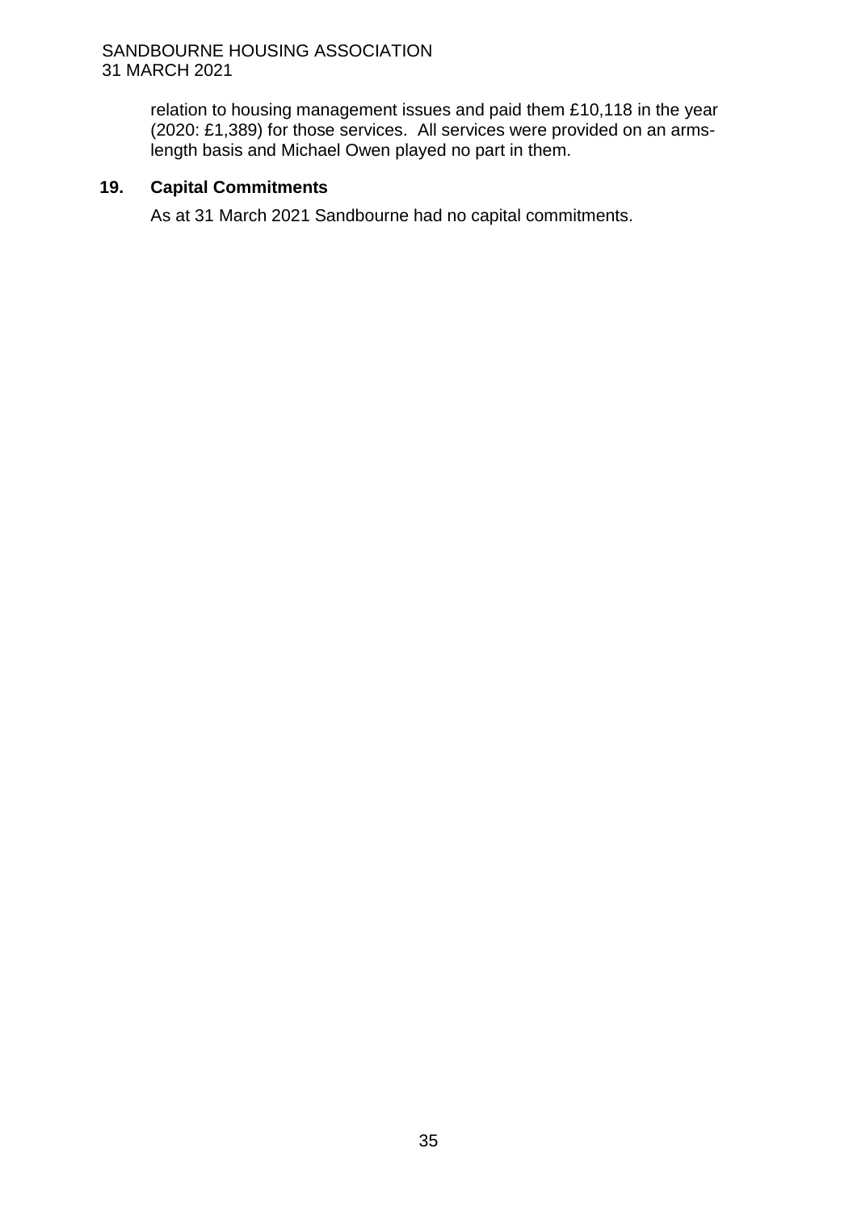relation to housing management issues and paid them £10,118 in the year (2020: £1,389) for those services. All services were provided on an arms-length basis and Michael Owen played no part in them.

## 19. Capital Commitments

As at 31 March 2021 Sandbourne had no capital commitments.